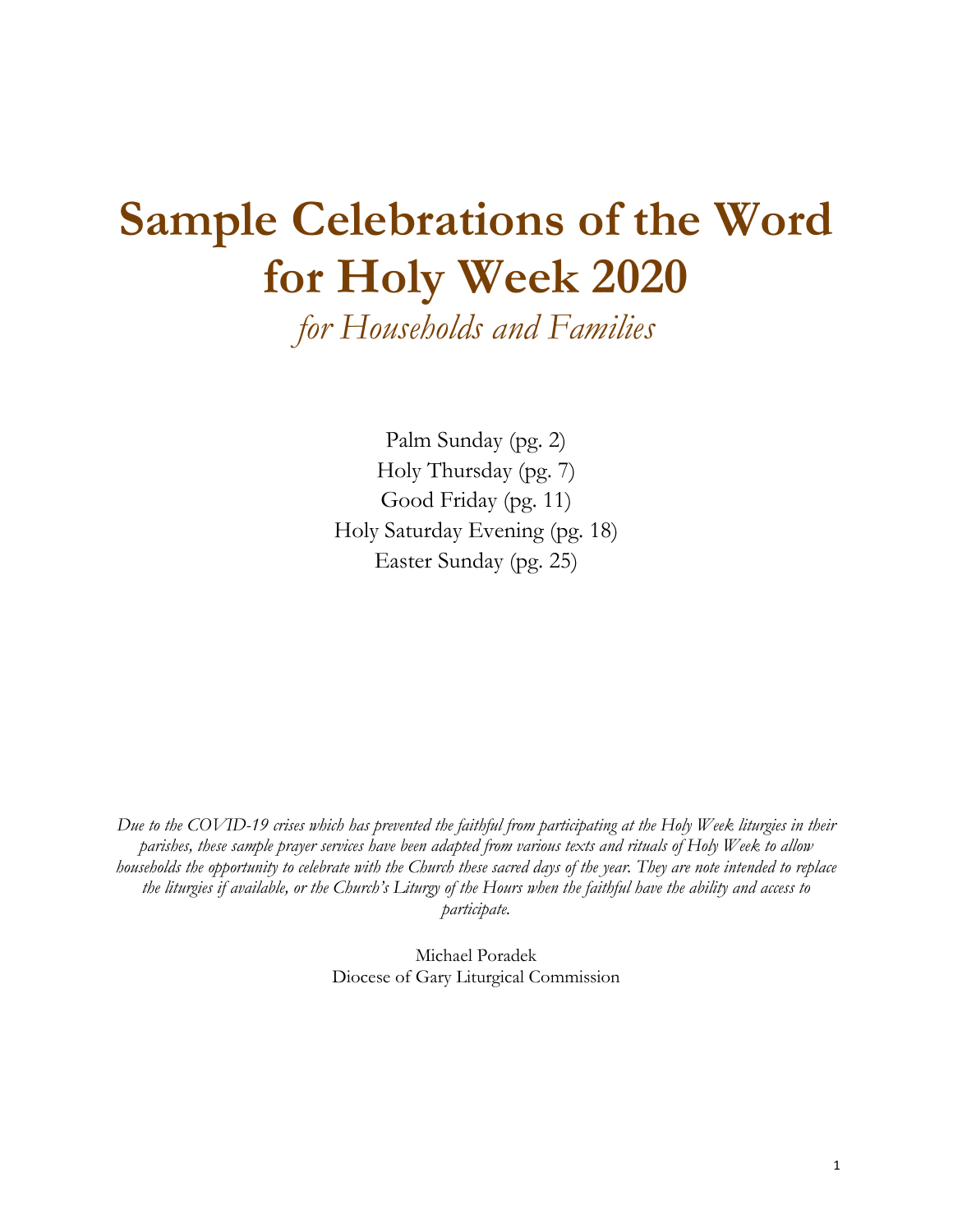# Sample Celebrations of the Word for Holy Week 2020

*for Households and Families*

Palm Sunday (pg. 2)
Holy Thursday (pg. 7)
Good Friday (pg. 11)
Holy Saturday Evening (pg. 18)
Easter Sunday (pg. 25)

*Due to the COVID-19 crises which has prevented the faithful from participating at the Holy Week liturgies in their parishes, these sample prayer services have been adapted from various texts and rituals of Holy Week to allow households the opportunity to celebrate with the Church these sacred days of the year. They are note intended to replace the liturgies if available, or the Church's Liturgy of the Hours when the faithful have the ability and access to participate.*

Michael Poradek
Diocese of Gary Liturgical Commission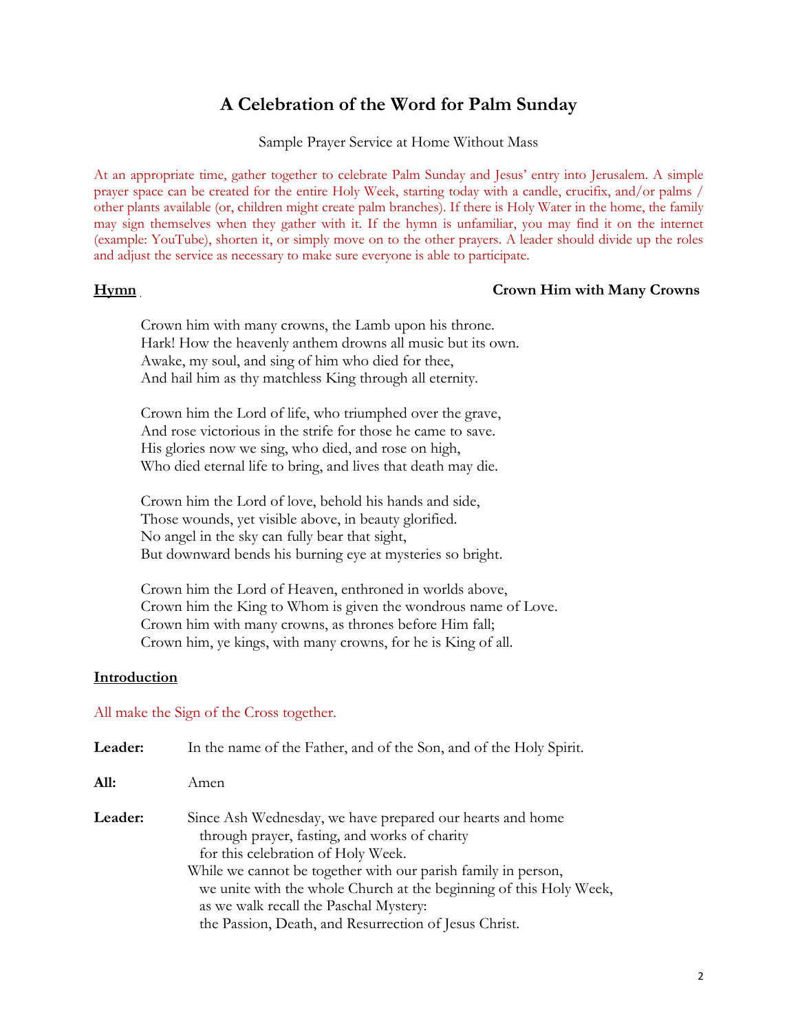# A Celebration of the Word for Palm Sunday

Sample Prayer Service at Home Without Mass

At an appropriate time, gather together to celebrate Palm Sunday and Jesus' entry into Jerusalem. A simple prayer space can be created for the entire Holy Week, starting today with a candle, crucifix, and/or palms / other plants available (or, children might create palm branches). If there is Holy Water in the home, the family may sign themselves when they gather with it. If the hymn is unfamiliar, you may find it on the internet (example: YouTube), shorten it, or simply move on to the other prayers. A leader should divide up the roles and adjust the service as necessary to make sure everyone is able to participate.

**Hymn** **Crown Him with Many Crowns**

Crown him with many crowns, the Lamb upon his throne.
Hark! How the heavenly anthem drowns all music but its own.
Awake, my soul, and sing of him who died for thee,
And hail him as thy matchless King through all eternity.

Crown him the Lord of life, who triumphed over the grave,
And rose victorious in the strife for those he came to save.
His glories now we sing, who died, and rose on high,
Who died eternal life to bring, and lives that death may die.

Crown him the Lord of love, behold his hands and side,
Those wounds, yet visible above, in beauty glorified.
No angel in the sky can fully bear that sight,
But downward bends his burning eye at mysteries so bright.

Crown him the Lord of Heaven, enthroned in worlds above,
Crown him the King to Whom is given the wondrous name of Love.
Crown him with many crowns, as thrones before Him fall;
Crown him, ye kings, with many crowns, for he is King of all.

**Introduction**

All make the Sign of the Cross together.

**Leader:** In the name of the Father, and of the Son, and of the Holy Spirit.

**All:** Amen

**Leader:** Since Ash Wednesday, we have prepared our hearts and home
through prayer, fasting, and works of charity
for this celebration of Holy Week.
While we cannot be together with our parish family in person,
we unite with the whole Church at the beginning of this Holy Week,
as we walk recall the Paschal Mystery:
the Passion, Death, and Resurrection of Jesus Christ.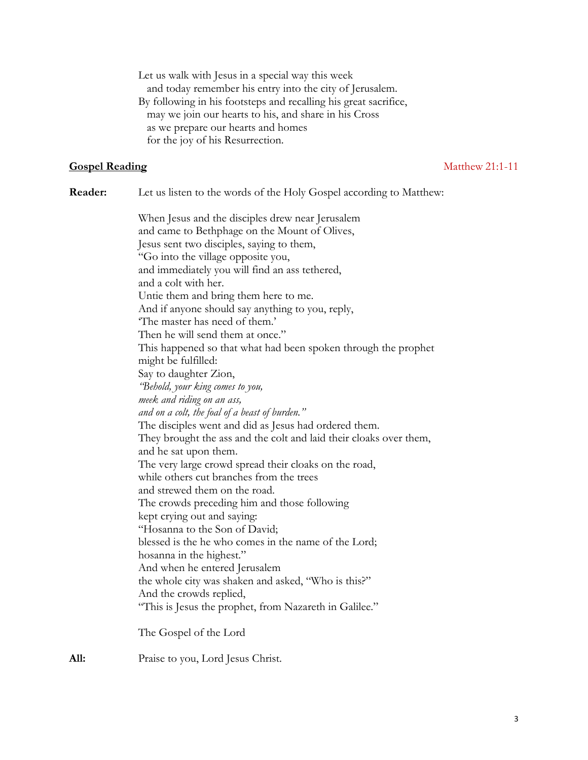Let us walk with Jesus in a special way this week  
and today remember his entry into the city of Jerusalem.  
By following in his footsteps and recalling his great sacrifice,  
may we join our hearts to his, and share in his Cross  
as we prepare our hearts and homes  
for the joy of his Resurrection.

**<u>Gospel Reading</u>** Matthew 21:1-11

**Reader:** Let us listen to the words of the Holy Gospel according to Matthew:

When Jesus and the disciples drew near Jerusalem  
and came to Bethphage on the Mount of Olives,  
Jesus sent two disciples, saying to them,  
"Go into the village opposite you,  
and immediately you will find an ass tethered,  
and a colt with her.  
Untie them and bring them here to me.  
And if anyone should say anything to you, reply,  
'The master has need of them.'  
Then he will send them at once."  
This happened so that what had been spoken through the prophet  
might be fulfilled:  
Say to daughter Zion,  
*"Behold, your king comes to you,*  
*meek and riding on an ass,*  
*and on a colt, the foal of a beast of burden."*  
The disciples went and did as Jesus had ordered them.  
They brought the ass and the colt and laid their cloaks over them,  
and he sat upon them.  
The very large crowd spread their cloaks on the road,  
while others cut branches from the trees  
and strewed them on the road.  
The crowds preceding him and those following  
kept crying out and saying:  
"Hosanna to the Son of David;  
blessed is the he who comes in the name of the Lord;  
hosanna in the highest."  
And when he entered Jerusalem  
the whole city was shaken and asked, "Who is this?"  
And the crowds replied,  
"This is Jesus the prophet, from Nazareth in Galilee."

The Gospel of the Lord

**All:** Praise to you, Lord Jesus Christ.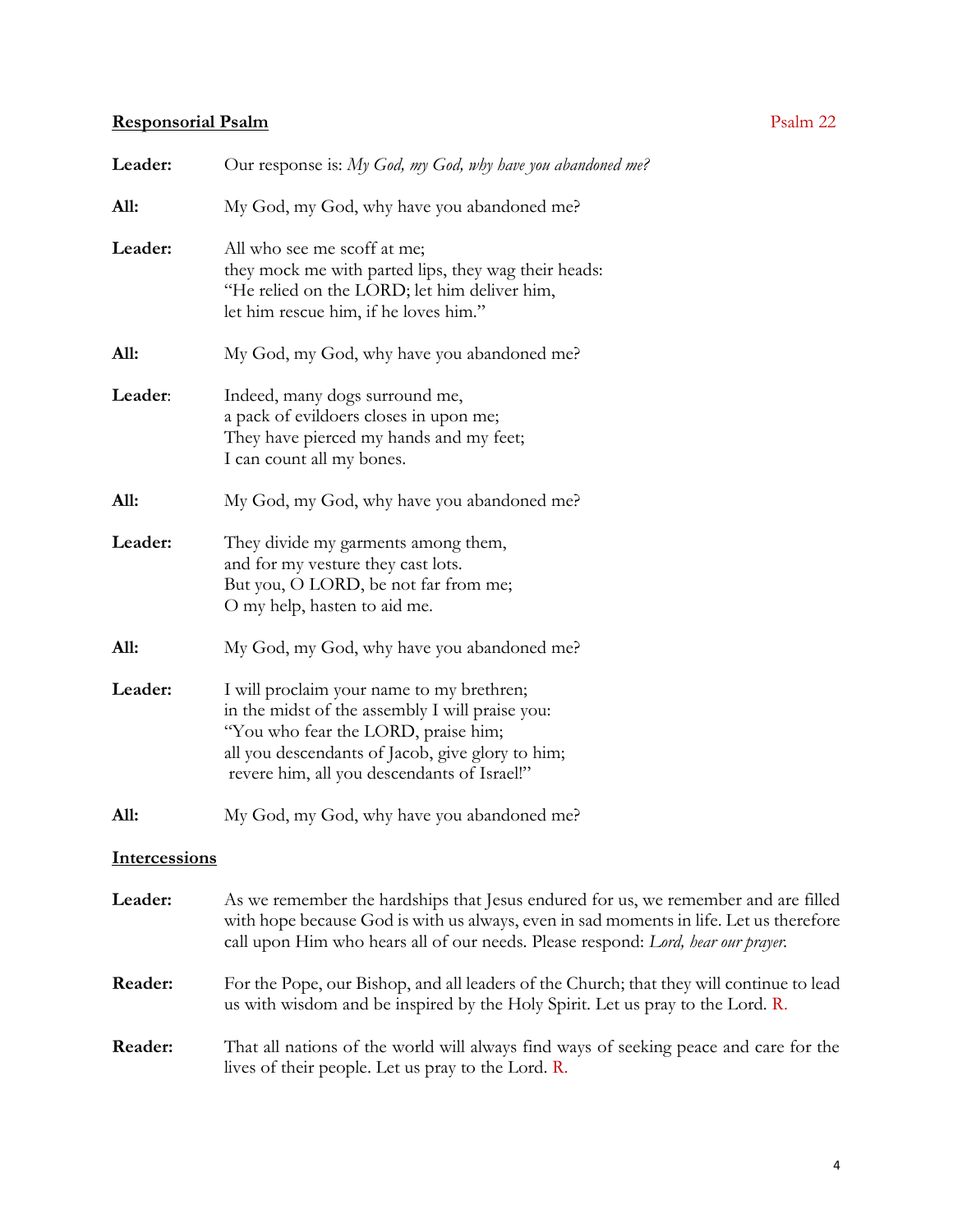## Responsorial Psalm

Psalm 22

**Leader:** Our response is: *My God, my God, why have you abandoned me?*

**All:** My God, my God, why have you abandoned me?

**Leader:** All who see me scoff at me;
they mock me with parted lips, they wag their heads:
"He relied on the LORD; let him deliver him,
let him rescue him, if he loves him."

**All:** My God, my God, why have you abandoned me?

**Leader:** Indeed, many dogs surround me,
a pack of evildoers closes in upon me;
They have pierced my hands and my feet;
I can count all my bones.

**All:** My God, my God, why have you abandoned me?

**Leader:** They divide my garments among them,
and for my vesture they cast lots.
But you, O LORD, be not far from me;
O my help, hasten to aid me.

**All:** My God, my God, why have you abandoned me?

**Leader:** I will proclaim your name to my brethren;
in the midst of the assembly I will praise you:
"You who fear the LORD, praise him;
all you descendants of Jacob, give glory to him;
revere him, all you descendants of Israel!"

**All:** My God, my God, why have you abandoned me?

## Intercessions

**Leader:** As we remember the hardships that Jesus endured for us, we remember and are filled with hope because God is with us always, even in sad moments in life. Let us therefore call upon Him who hears all of our needs. Please respond: *Lord, hear our prayer.*

**Reader:** For the Pope, our Bishop, and all leaders of the Church; that they will continue to lead us with wisdom and be inspired by the Holy Spirit. Let us pray to the Lord. R.

**Reader:** That all nations of the world will always find ways of seeking peace and care for the lives of their people. Let us pray to the Lord. R.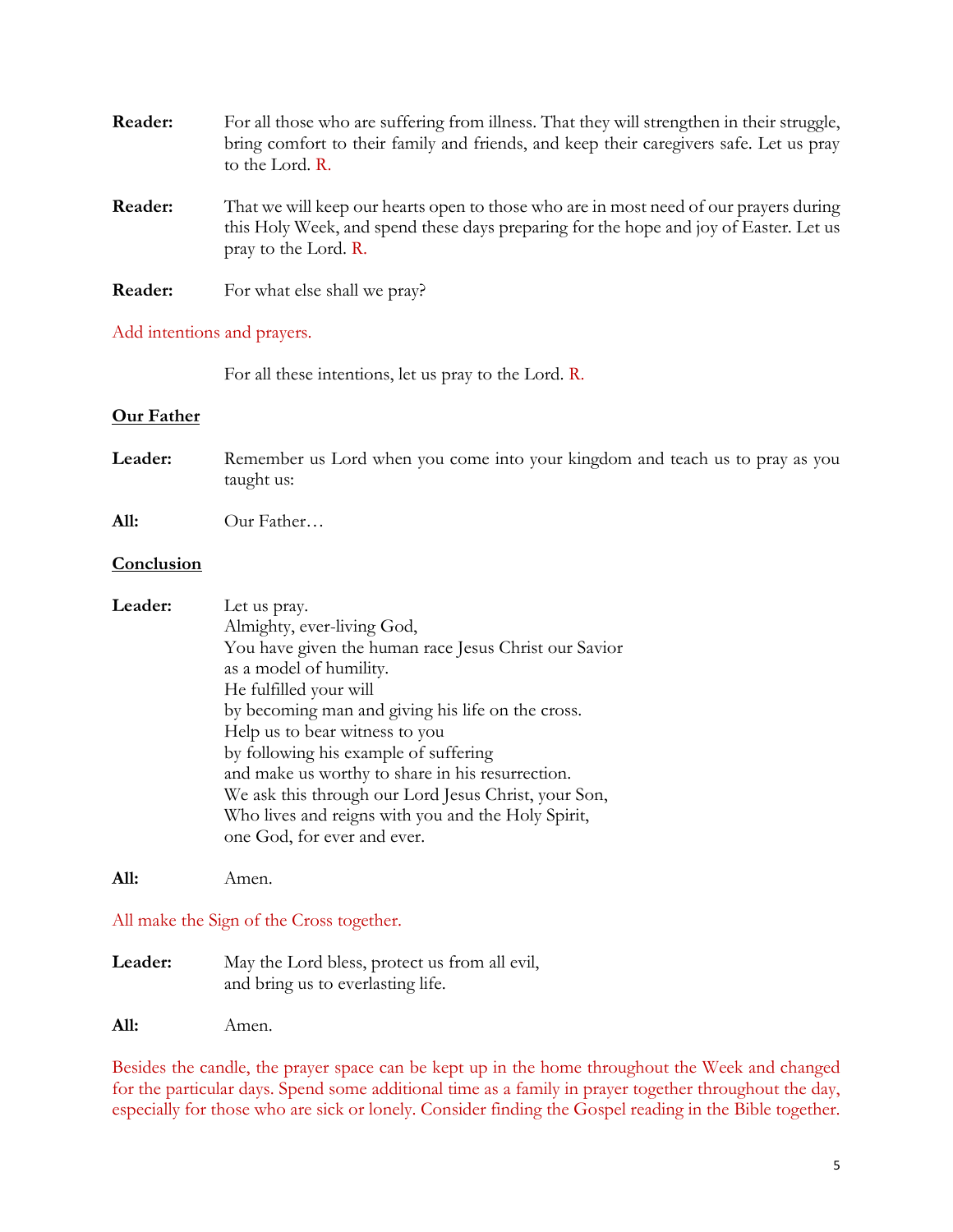**Reader:** For all those who are suffering from illness. That they will strengthen in their struggle, bring comfort to their family and friends, and keep their caregivers safe. Let us pray to the Lord. R.

**Reader:** That we will keep our hearts open to those who are in most need of our prayers during this Holy Week, and spend these days preparing for the hope and joy of Easter. Let us pray to the Lord. R.

**Reader:** For what else shall we pray?

Add intentions and prayers.

For all these intentions, let us pray to the Lord. R.

**Our Father**

**Leader:** Remember us Lord when you come into your kingdom and teach us to pray as you taught us:

**All:** Our Father…

**Conclusion**

**Leader:** Let us pray.
Almighty, ever-living God,
You have given the human race Jesus Christ our Savior
as a model of humility.
He fulfilled your will
by becoming man and giving his life on the cross.
Help us to bear witness to you
by following his example of suffering
and make us worthy to share in his resurrection.
We ask this through our Lord Jesus Christ, your Son,
Who lives and reigns with you and the Holy Spirit,
one God, for ever and ever.

**All:** Amen.

All make the Sign of the Cross together.

**Leader:** May the Lord bless, protect us from all evil,
and bring us to everlasting life.

**All:** Amen.

Besides the candle, the prayer space can be kept up in the home throughout the Week and changed for the particular days. Spend some additional time as a family in prayer together throughout the day, especially for those who are sick or lonely. Consider finding the Gospel reading in the Bible together.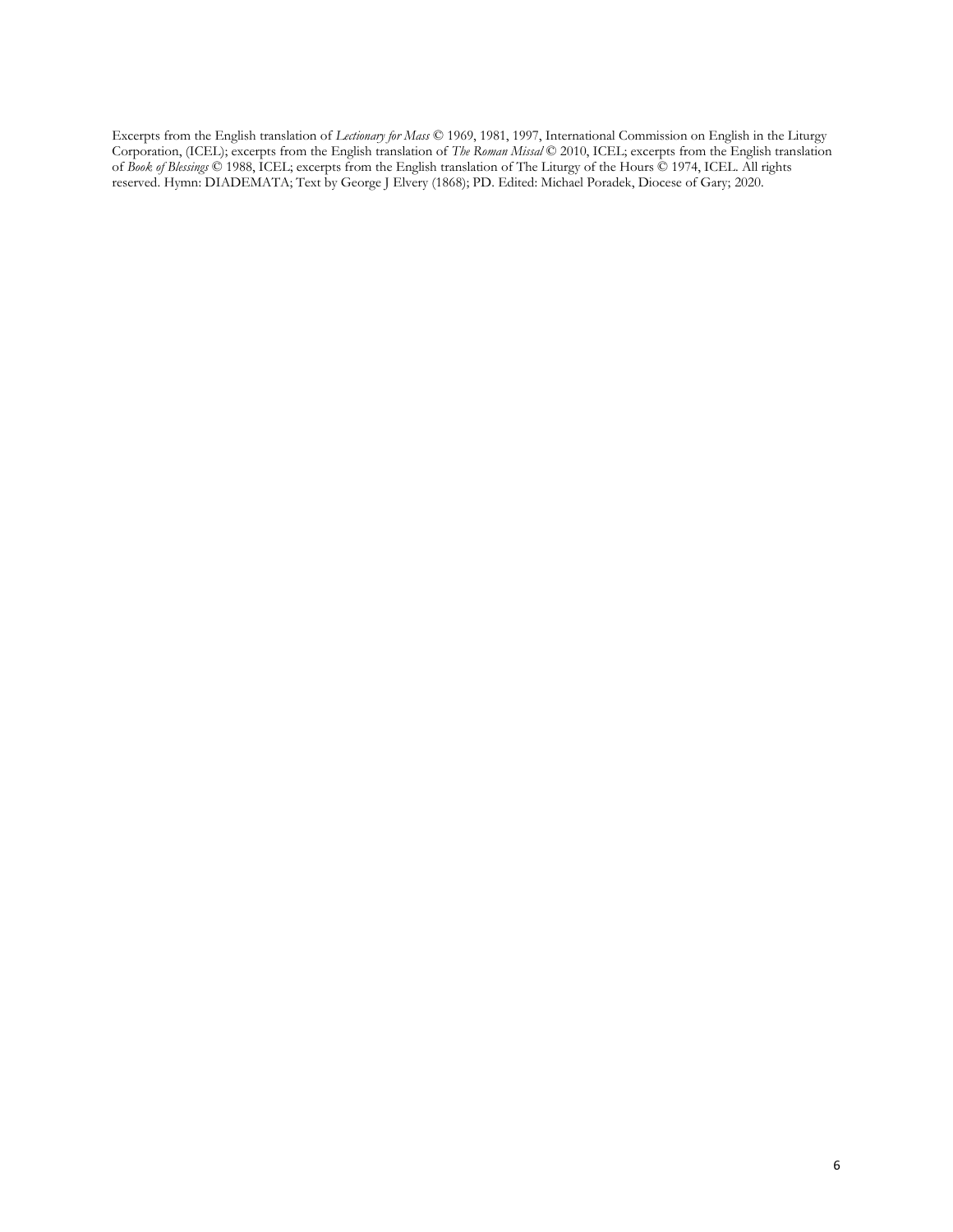Excerpts from the English translation of *Lectionary for Mass* © 1969, 1981, 1997, International Commission on English in the Liturgy Corporation, (ICEL); excerpts from the English translation of *The Roman Missal* © 2010, ICEL; excerpts from the English translation of *Book of Blessings* © 1988, ICEL; excerpts from the English translation of The Liturgy of the Hours © 1974, ICEL. All rights reserved. Hymn: DIADEMATA; Text by George J Elvery (1868); PD. Edited: Michael Poradek, Diocese of Gary; 2020.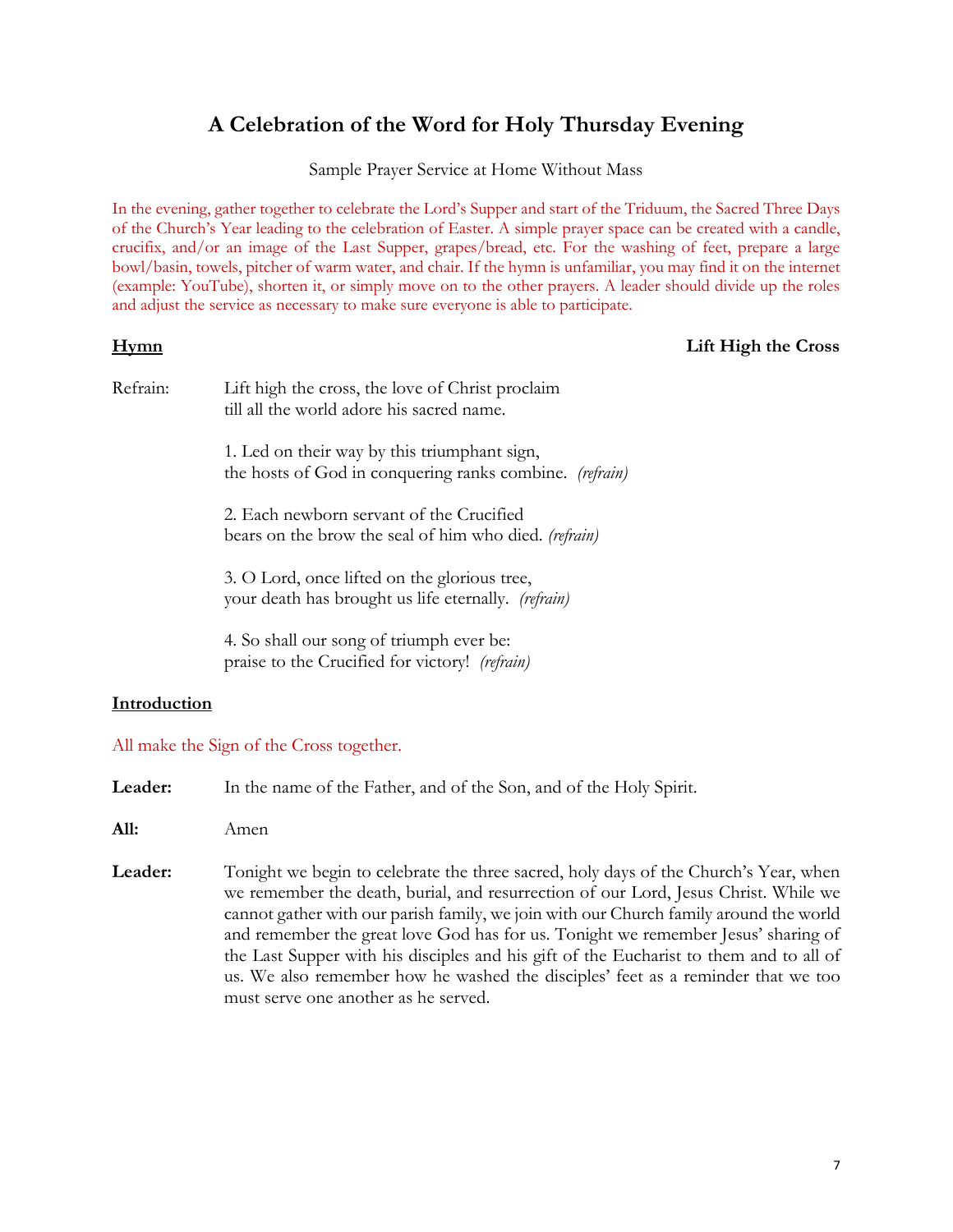# A Celebration of the Word for Holy Thursday Evening

Sample Prayer Service at Home Without Mass

In the evening, gather together to celebrate the Lord's Supper and start of the Triduum, the Sacred Three Days of the Church's Year leading to the celebration of Easter. A simple prayer space can be created with a candle, crucifix, and/or an image of the Last Supper, grapes/bread, etc. For the washing of feet, prepare a large bowl/basin, towels, pitcher of warm water, and chair. If the hymn is unfamiliar, you may find it on the internet (example: YouTube), shorten it, or simply move on to the other prayers. A leader should divide up the roles and adjust the service as necessary to make sure everyone is able to participate.

**Hymn** **Lift High the Cross**

Refrain: Lift high the cross, the love of Christ proclaim
till all the world adore his sacred name.

1. Led on their way by this triumphant sign,
the hosts of God in conquering ranks combine. *(refrain)*

2. Each newborn servant of the Crucified
bears on the brow the seal of him who died. *(refrain)*

3. O Lord, once lifted on the glorious tree,
your death has brought us life eternally. *(refrain)*

4. So shall our song of triumph ever be:
praise to the Crucified for victory! *(refrain)*

**Introduction**

All make the Sign of the Cross together.

**Leader:** In the name of the Father, and of the Son, and of the Holy Spirit.

**All:** Amen

**Leader:** Tonight we begin to celebrate the three sacred, holy days of the Church's Year, when we remember the death, burial, and resurrection of our Lord, Jesus Christ. While we cannot gather with our parish family, we join with our Church family around the world and remember the great love God has for us. Tonight we remember Jesus' sharing of the Last Supper with his disciples and his gift of the Eucharist to them and to all of us. We also remember how he washed the disciples' feet as a reminder that we too must serve one another as he served.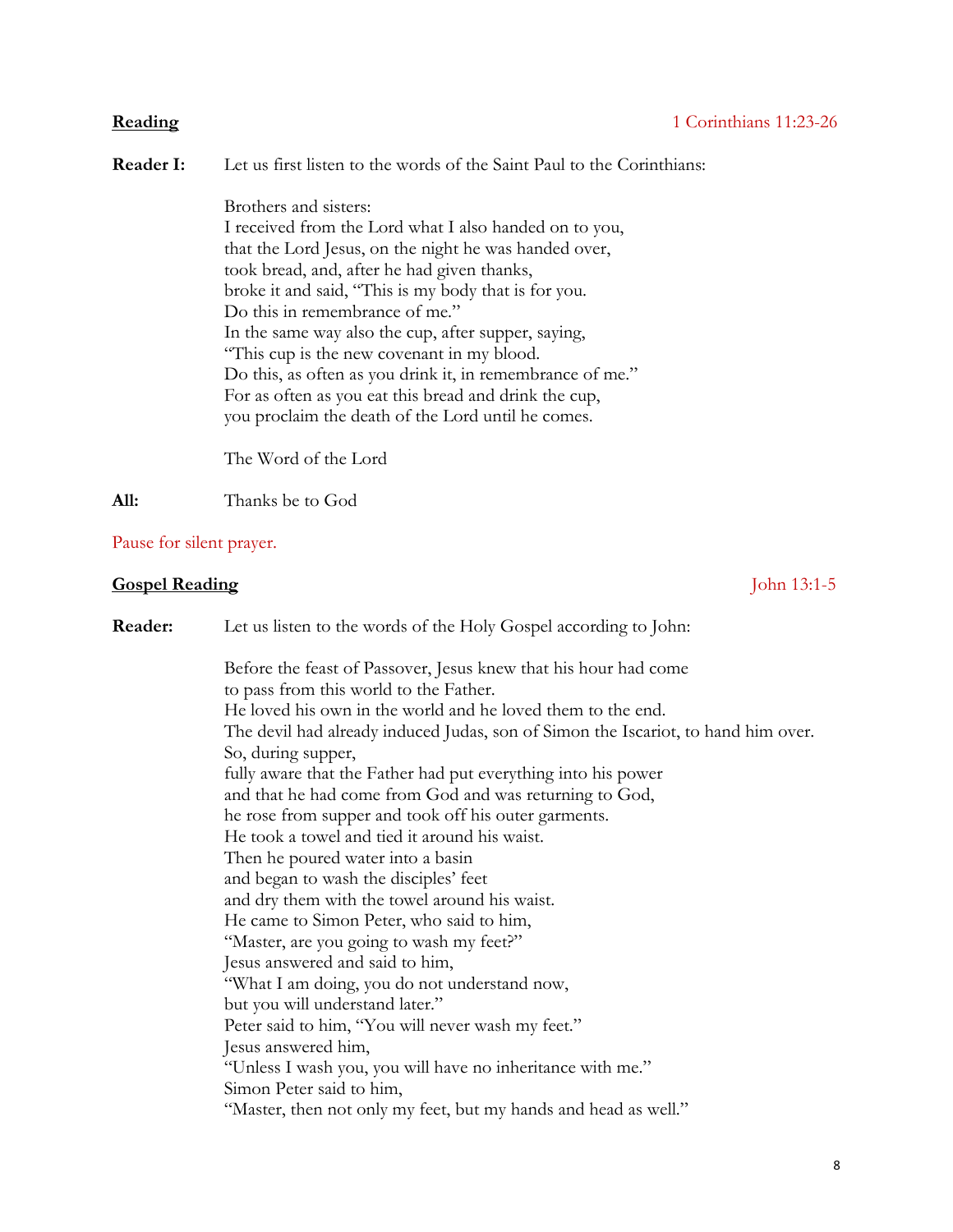**Reading** 1 Corinthians 11:23-26

**Reader I:** Let us first listen to the words of the Saint Paul to the Corinthians:

Brothers and sisters:
I received from the Lord what I also handed on to you,
that the Lord Jesus, on the night he was handed over,
took bread, and, after he had given thanks,
broke it and said, "This is my body that is for you.
Do this in remembrance of me."
In the same way also the cup, after supper, saying,
"This cup is the new covenant in my blood.
Do this, as often as you drink it, in remembrance of me."
For as often as you eat this bread and drink the cup,
you proclaim the death of the Lord until he comes.

The Word of the Lord

**All:** Thanks be to God

Pause for silent prayer.

**Gospel Reading** John 13:1-5

**Reader:** Let us listen to the words of the Holy Gospel according to John:

Before the feast of Passover, Jesus knew that his hour had come
to pass from this world to the Father.
He loved his own in the world and he loved them to the end.
The devil had already induced Judas, son of Simon the Iscariot, to hand him over.
So, during supper,
fully aware that the Father had put everything into his power
and that he had come from God and was returning to God,
he rose from supper and took off his outer garments.
He took a towel and tied it around his waist.
Then he poured water into a basin
and began to wash the disciples' feet
and dry them with the towel around his waist.
He came to Simon Peter, who said to him,
"Master, are you going to wash my feet?"
Jesus answered and said to him,
"What I am doing, you do not understand now,
but you will understand later."
Peter said to him, "You will never wash my feet."
Jesus answered him,
"Unless I wash you, you will have no inheritance with me."
Simon Peter said to him,
"Master, then not only my feet, but my hands and head as well."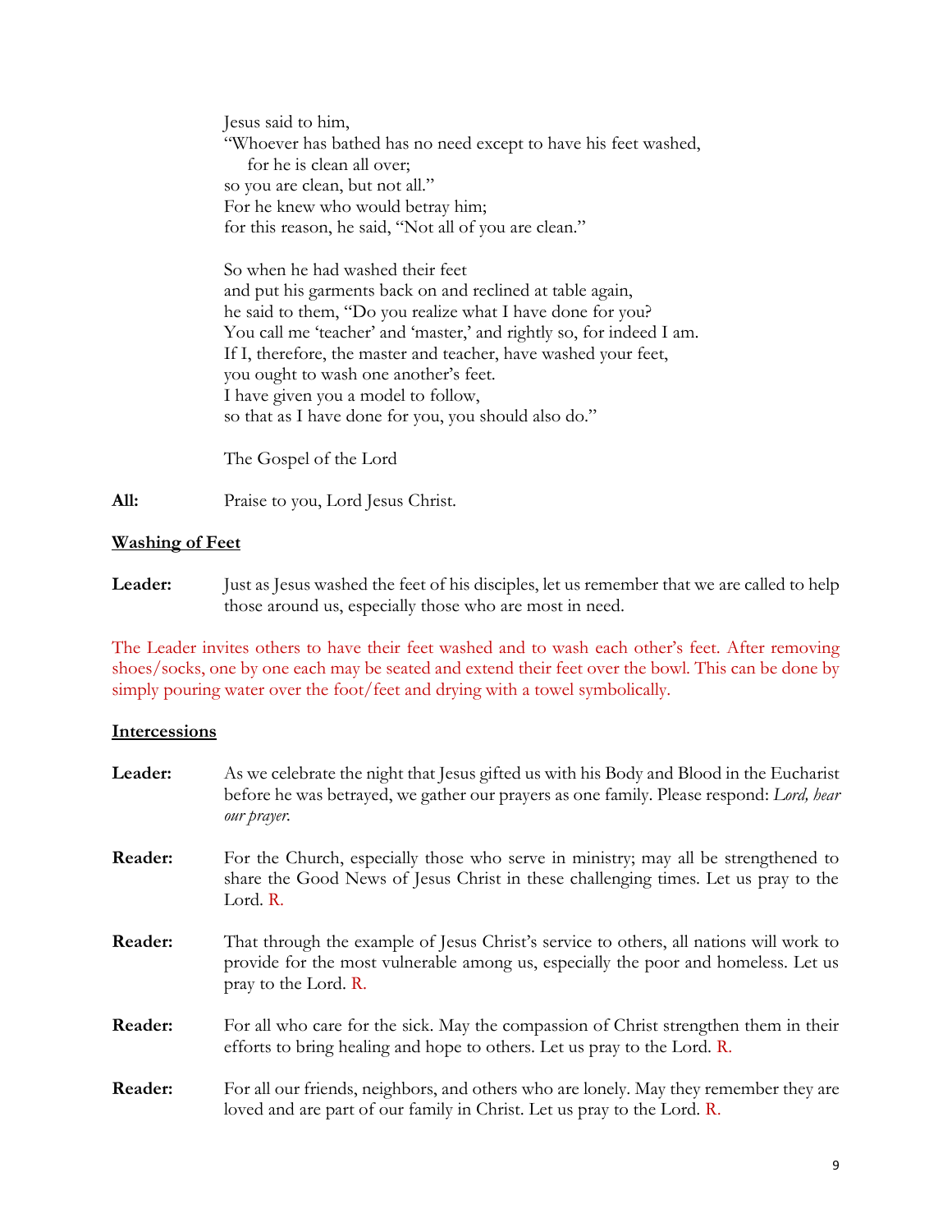Jesus said to him,
"Whoever has bathed has no need except to have his feet washed,
for he is clean all over;
so you are clean, but not all."
For he knew who would betray him;
for this reason, he said, "Not all of you are clean."

So when he had washed their feet
and put his garments back on and reclined at table again,
he said to them, "Do you realize what I have done for you?
You call me 'teacher' and 'master,' and rightly so, for indeed I am.
If I, therefore, the master and teacher, have washed your feet,
you ought to wash one another's feet.
I have given you a model to follow,
so that as I have done for you, you should also do."

The Gospel of the Lord

**All:** Praise to you, Lord Jesus Christ.

## Washing of Feet

**Leader:** Just as Jesus washed the feet of his disciples, let us remember that we are called to help those around us, especially those who are most in need.

The Leader invites others to have their feet washed and to wash each other's feet. After removing shoes/socks, one by one each may be seated and extend their feet over the bowl. This can be done by simply pouring water over the foot/feet and drying with a towel symbolically.

## Intercessions

**Leader:** As we celebrate the night that Jesus gifted us with his Body and Blood in the Eucharist before he was betrayed, we gather our prayers as one family. Please respond: *Lord, hear our prayer.*

**Reader:** For the Church, especially those who serve in ministry; may all be strengthened to share the Good News of Jesus Christ in these challenging times. Let us pray to the Lord. R.

**Reader:** That through the example of Jesus Christ's service to others, all nations will work to provide for the most vulnerable among us, especially the poor and homeless. Let us pray to the Lord. R.

**Reader:** For all who care for the sick. May the compassion of Christ strengthen them in their efforts to bring healing and hope to others. Let us pray to the Lord. R.

**Reader:** For all our friends, neighbors, and others who are lonely. May they remember they are loved and are part of our family in Christ. Let us pray to the Lord. R.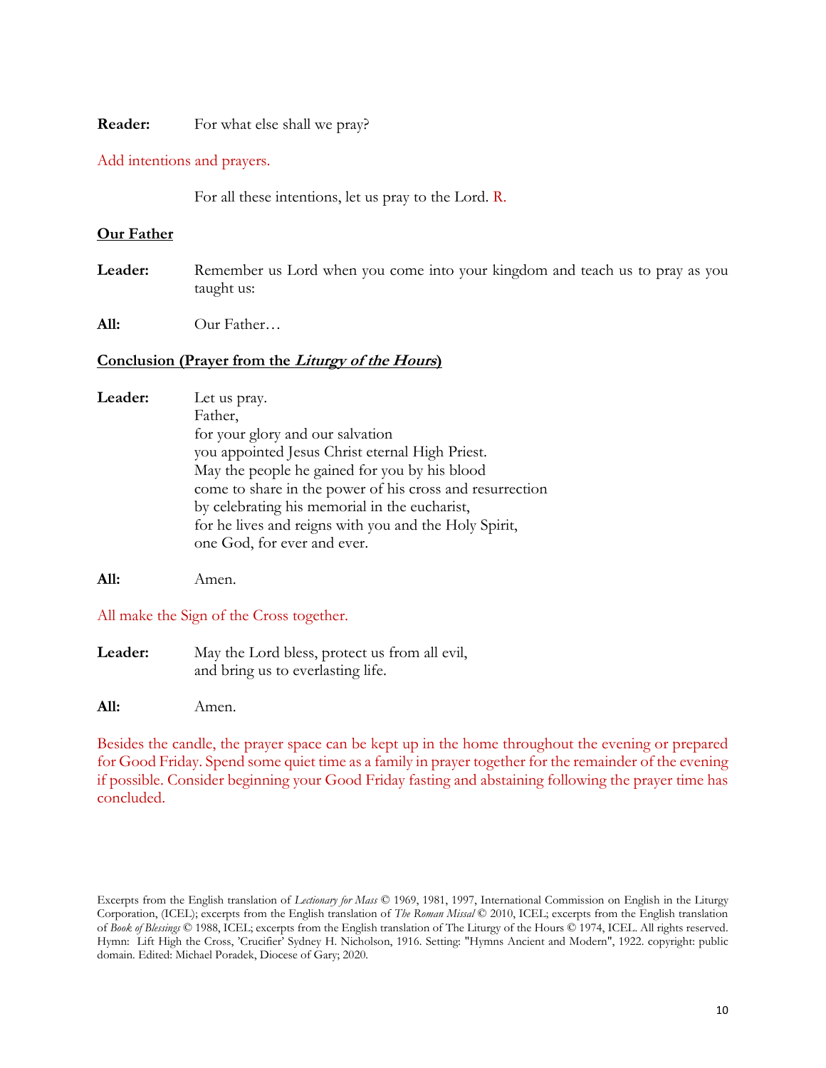**Reader:** For what else shall we pray?

Add intentions and prayers.

For all these intentions, let us pray to the Lord. R.

**Our Father**

**Leader:** Remember us Lord when you come into your kingdom and teach us to pray as you taught us:

**All:** Our Father…

**Conclusion (Prayer from the *Liturgy of the Hours*)**

**Leader:** Let us pray.
Father,
for your glory and our salvation
you appointed Jesus Christ eternal High Priest.
May the people he gained for you by his blood
come to share in the power of his cross and resurrection
by celebrating his memorial in the eucharist,
for he lives and reigns with you and the Holy Spirit,
one God, for ever and ever.

**All:** Amen.

All make the Sign of the Cross together.

**Leader:** May the Lord bless, protect us from all evil,
and bring us to everlasting life.

**All:** Amen.

Besides the candle, the prayer space can be kept up in the home throughout the evening or prepared for Good Friday. Spend some quiet time as a family in prayer together for the remainder of the evening if possible. Consider beginning your Good Friday fasting and abstaining following the prayer time has concluded.

Excerpts from the English translation of *Lectionary for Mass* © 1969, 1981, 1997, International Commission on English in the Liturgy Corporation, (ICEL); excerpts from the English translation of *The Roman Missal* © 2010, ICEL; excerpts from the English translation of *Book of Blessings* © 1988, ICEL; excerpts from the English translation of The Liturgy of the Hours © 1974, ICEL. All rights reserved. Hymn: Lift High the Cross, 'Crucifier' Sydney H. Nicholson, 1916. Setting: "Hymns Ancient and Modern", 1922. copyright: public domain. Edited: Michael Poradek, Diocese of Gary; 2020.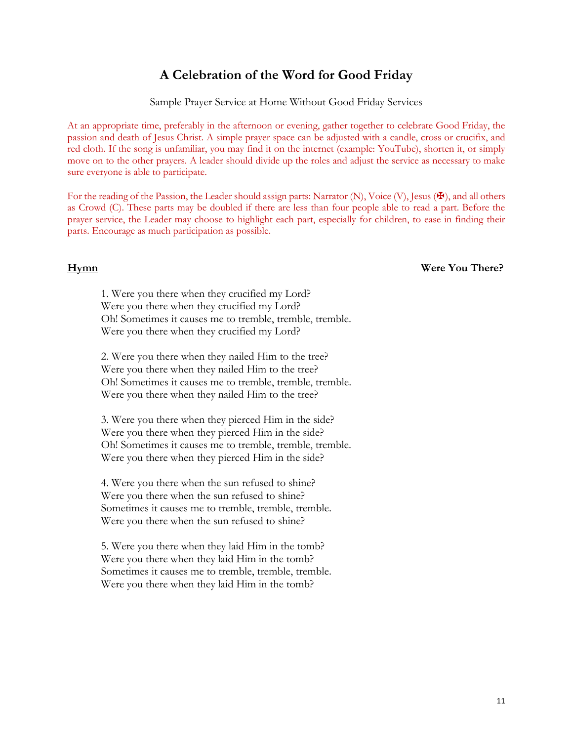# A Celebration of the Word for Good Friday

Sample Prayer Service at Home Without Good Friday Services

At an appropriate time, preferably in the afternoon or evening, gather together to celebrate Good Friday, the passion and death of Jesus Christ. A simple prayer space can be adjusted with a candle, cross or crucifix, and red cloth. If the song is unfamiliar, you may find it on the internet (example: YouTube), shorten it, or simply move on to the other prayers. A leader should divide up the roles and adjust the service as necessary to make sure everyone is able to participate.

For the reading of the Passion, the Leader should assign parts: Narrator (N), Voice (V), Jesus (✠), and all others as Crowd (C). These parts may be doubled if there are less than four people able to read a part. Before the prayer service, the Leader may choose to highlight each part, especially for children, to ease in finding their parts. Encourage as much participation as possible.

**Hymn** **Were You There?**

1. Were you there when they crucified my Lord?
Were you there when they crucified my Lord?
Oh! Sometimes it causes me to tremble, tremble, tremble.
Were you there when they crucified my Lord?

2. Were you there when they nailed Him to the tree?
Were you there when they nailed Him to the tree?
Oh! Sometimes it causes me to tremble, tremble, tremble.
Were you there when they nailed Him to the tree?

3. Were you there when they pierced Him in the side?
Were you there when they pierced Him in the side?
Oh! Sometimes it causes me to tremble, tremble, tremble.
Were you there when they pierced Him in the side?

4. Were you there when the sun refused to shine?
Were you there when the sun refused to shine?
Sometimes it causes me to tremble, tremble, tremble.
Were you there when the sun refused to shine?

5. Were you there when they laid Him in the tomb?
Were you there when they laid Him in the tomb?
Sometimes it causes me to tremble, tremble, tremble.
Were you there when they laid Him in the tomb?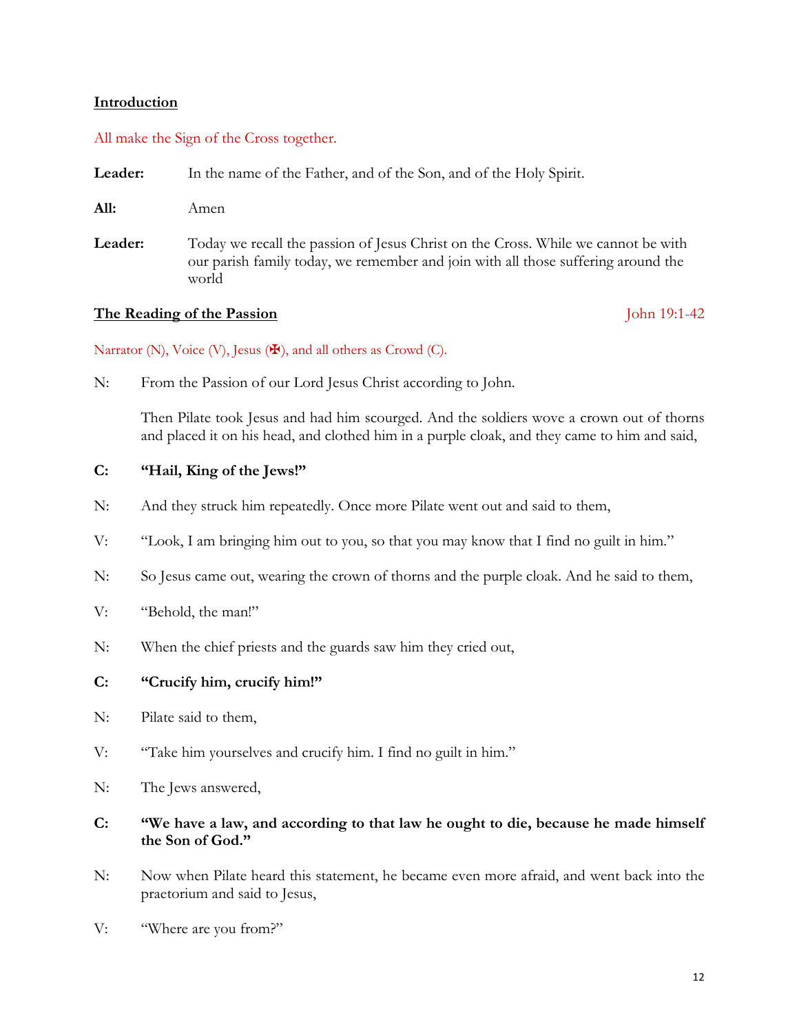**Introduction**

All make the Sign of the Cross together.

**Leader:** In the name of the Father, and of the Son, and of the Holy Spirit.

**All:** Amen

**Leader:** Today we recall the passion of Jesus Christ on the Cross. While we cannot be with our parish family today, we remember and join with all those suffering around the world

**The Reading of the Passion** John 19:1-42

Narrator (N), Voice (V), Jesus (✠), and all others as Crowd (C).

N: From the Passion of our Lord Jesus Christ according to John.

Then Pilate took Jesus and had him scourged. And the soldiers wove a crown out of thorns and placed it on his head, and clothed him in a purple cloak, and they came to him and said,

**C: "Hail, King of the Jews!"**

N: And they struck him repeatedly. Once more Pilate went out and said to them,

V: "Look, I am bringing him out to you, so that you may know that I find no guilt in him."

N: So Jesus came out, wearing the crown of thorns and the purple cloak. And he said to them,

V: "Behold, the man!"

N: When the chief priests and the guards saw him they cried out,

**C: "Crucify him, crucify him!"**

N: Pilate said to them,

V: "Take him yourselves and crucify him. I find no guilt in him."

N: The Jews answered,

**C: "We have a law, and according to that law he ought to die, because he made himself the Son of God."**

N: Now when Pilate heard this statement, he became even more afraid, and went back into the praetorium and said to Jesus,

V: "Where are you from?"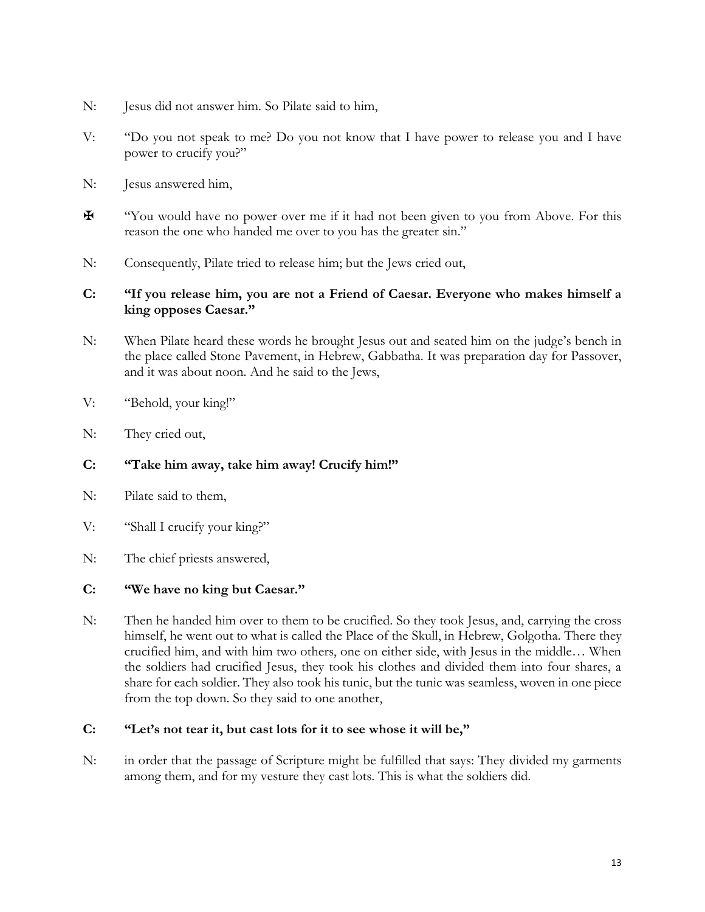N: Jesus did not answer him. So Pilate said to him,

V: "Do you not speak to me? Do you not know that I have power to release you and I have power to crucify you?"

N: Jesus answered him,

✠ "You would have no power over me if it had not been given to you from Above. For this reason the one who handed me over to you has the greater sin."

N: Consequently, Pilate tried to release him; but the Jews cried out,

**C: "If you release him, you are not a Friend of Caesar. Everyone who makes himself a king opposes Caesar."**

N: When Pilate heard these words he brought Jesus out and seated him on the judge's bench in the place called Stone Pavement, in Hebrew, Gabbatha. It was preparation day for Passover, and it was about noon. And he said to the Jews,

V: "Behold, your king!"

N: They cried out,

**C: "Take him away, take him away! Crucify him!"**

N: Pilate said to them,

V: "Shall I crucify your king?"

N: The chief priests answered,

**C: "We have no king but Caesar."**

N: Then he handed him over to them to be crucified. So they took Jesus, and, carrying the cross himself, he went out to what is called the Place of the Skull, in Hebrew, Golgotha. There they crucified him, and with him two others, one on either side, with Jesus in the middle… When the soldiers had crucified Jesus, they took his clothes and divided them into four shares, a share for each soldier. They also took his tunic, but the tunic was seamless, woven in one piece from the top down. So they said to one another,

**C: "Let's not tear it, but cast lots for it to see whose it will be,"**

N: in order that the passage of Scripture might be fulfilled that says: They divided my garments among them, and for my vesture they cast lots. This is what the soldiers did.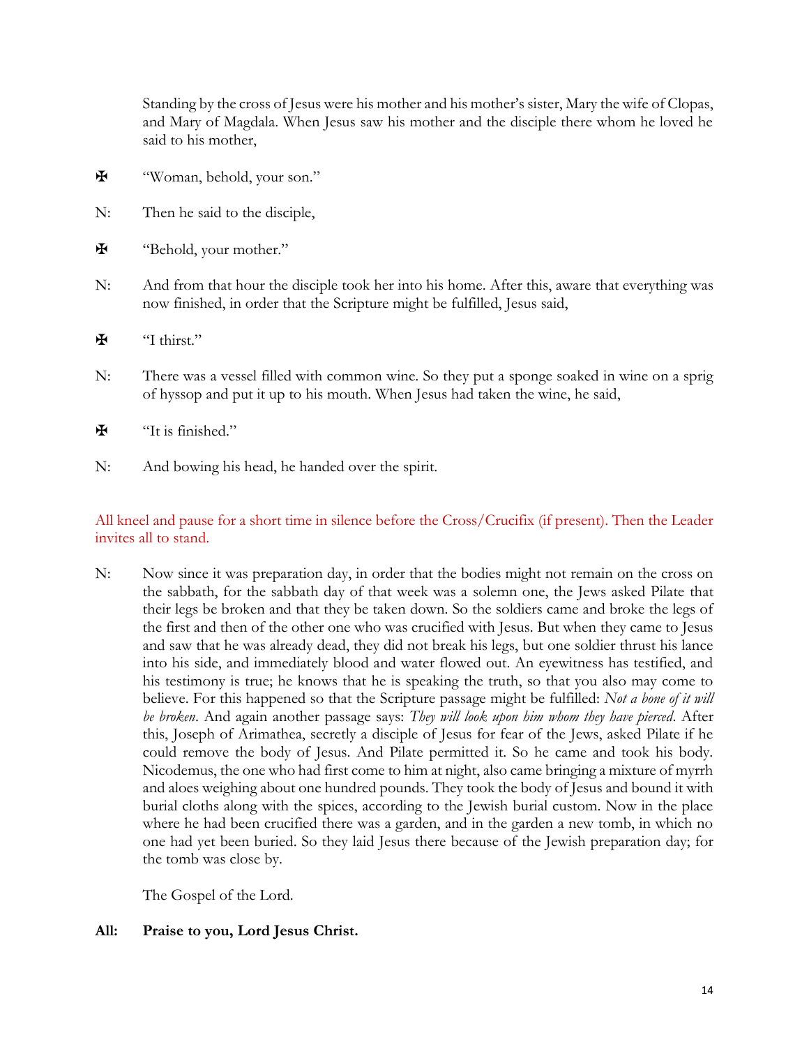Standing by the cross of Jesus were his mother and his mother's sister, Mary the wife of Clopas, and Mary of Magdala. When Jesus saw his mother and the disciple there whom he loved he said to his mother,

✠ "Woman, behold, your son."

N: Then he said to the disciple,

✠ "Behold, your mother."

N: And from that hour the disciple took her into his home. After this, aware that everything was now finished, in order that the Scripture might be fulfilled, Jesus said,

✠ "I thirst."

N: There was a vessel filled with common wine. So they put a sponge soaked in wine on a sprig of hyssop and put it up to his mouth. When Jesus had taken the wine, he said,

✠ "It is finished."

N: And bowing his head, he handed over the spirit.

All kneel and pause for a short time in silence before the Cross/Crucifix (if present). Then the Leader invites all to stand.

N: Now since it was preparation day, in order that the bodies might not remain on the cross on the sabbath, for the sabbath day of that week was a solemn one, the Jews asked Pilate that their legs be broken and that they be taken down. So the soldiers came and broke the legs of the first and then of the other one who was crucified with Jesus. But when they came to Jesus and saw that he was already dead, they did not break his legs, but one soldier thrust his lance into his side, and immediately blood and water flowed out. An eyewitness has testified, and his testimony is true; he knows that he is speaking the truth, so that you also may come to believe. For this happened so that the Scripture passage might be fulfilled: *Not a bone of it will be broken*. And again another passage says: *They will look upon him whom they have pierced*. After this, Joseph of Arimathea, secretly a disciple of Jesus for fear of the Jews, asked Pilate if he could remove the body of Jesus. And Pilate permitted it. So he came and took his body. Nicodemus, the one who had first come to him at night, also came bringing a mixture of myrrh and aloes weighing about one hundred pounds. They took the body of Jesus and bound it with burial cloths along with the spices, according to the Jewish burial custom. Now in the place where he had been crucified there was a garden, and in the garden a new tomb, in which no one had yet been buried. So they laid Jesus there because of the Jewish preparation day; for the tomb was close by.

The Gospel of the Lord.

**All: Praise to you, Lord Jesus Christ.**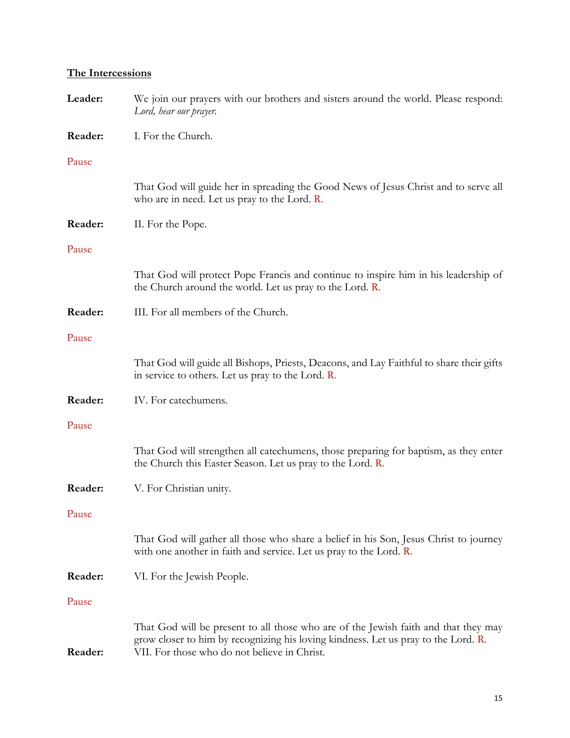**The Intercessions**

**Leader:** We join our prayers with our brothers and sisters around the world. Please respond: *Lord, hear our prayer.*

**Reader:** I. For the Church.

Pause

That God will guide her in spreading the Good News of Jesus Christ and to serve all who are in need. Let us pray to the Lord. R.

**Reader:** II. For the Pope.

Pause

That God will protect Pope Francis and continue to inspire him in his leadership of the Church around the world. Let us pray to the Lord. R.

**Reader:** III. For all members of the Church.

Pause

That God will guide all Bishops, Priests, Deacons, and Lay Faithful to share their gifts in service to others. Let us pray to the Lord. R.

**Reader:** IV. For catechumens.

Pause

That God will strengthen all catechumens, those preparing for baptism, as they enter the Church this Easter Season. Let us pray to the Lord. R.

**Reader:** V. For Christian unity.

Pause

That God will gather all those who share a belief in his Son, Jesus Christ to journey with one another in faith and service. Let us pray to the Lord. R.

**Reader:** VI. For the Jewish People.

Pause

That God will be present to all those who are of the Jewish faith and that they may grow closer to him by recognizing his loving kindness. Let us pray to the Lord. R.

**Reader:** VII. For those who do not believe in Christ.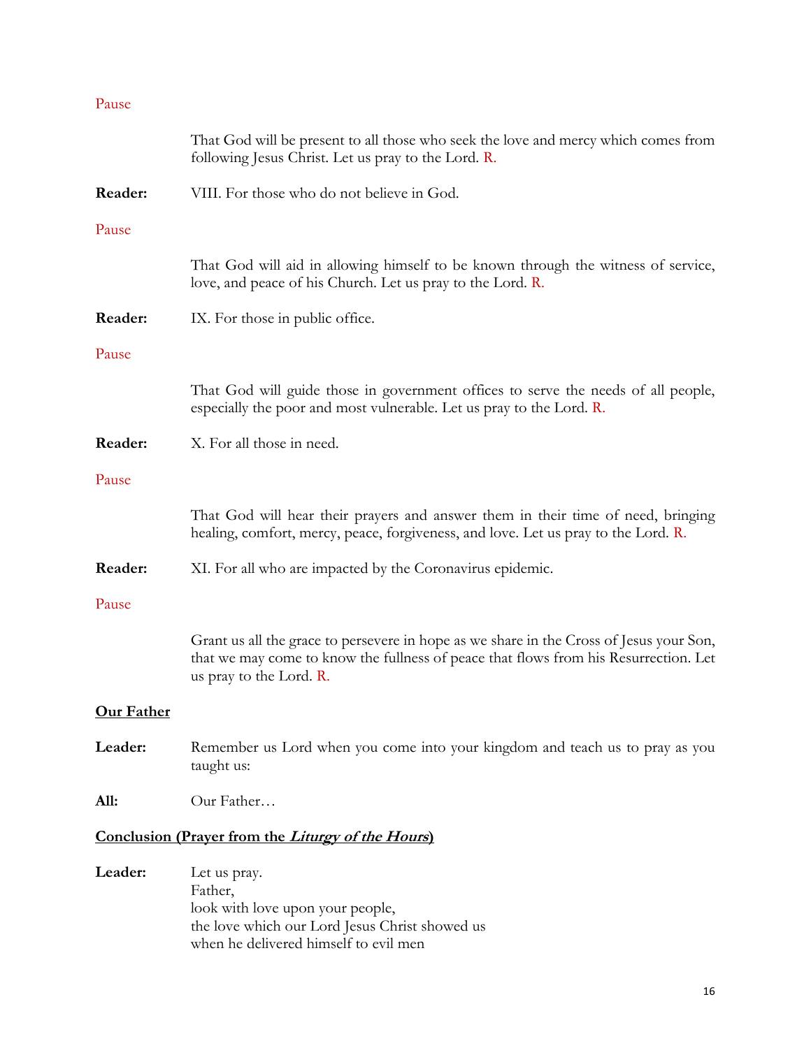Pause

That God will be present to all those who seek the love and mercy which comes from following Jesus Christ. Let us pray to the Lord. R.

**Reader:** VIII. For those who do not believe in God.

Pause

That God will aid in allowing himself to be known through the witness of service, love, and peace of his Church. Let us pray to the Lord. R.

**Reader:** IX. For those in public office.

Pause

That God will guide those in government offices to serve the needs of all people, especially the poor and most vulnerable. Let us pray to the Lord. R.

**Reader:** X. For all those in need.

Pause

That God will hear their prayers and answer them in their time of need, bringing healing, comfort, mercy, peace, forgiveness, and love. Let us pray to the Lord. R.

**Reader:** XI. For all who are impacted by the Coronavirus epidemic.

Pause

Grant us all the grace to persevere in hope as we share in the Cross of Jesus your Son, that we may come to know the fullness of peace that flows from his Resurrection. Let us pray to the Lord. R.

**Our Father**

**Leader:** Remember us Lord when you come into your kingdom and teach us to pray as you taught us:

**All:** Our Father…

**Conclusion (Prayer from the *Liturgy of the Hours*)**

**Leader:** Let us pray.
Father,
look with love upon your people,
the love which our Lord Jesus Christ showed us
when he delivered himself to evil men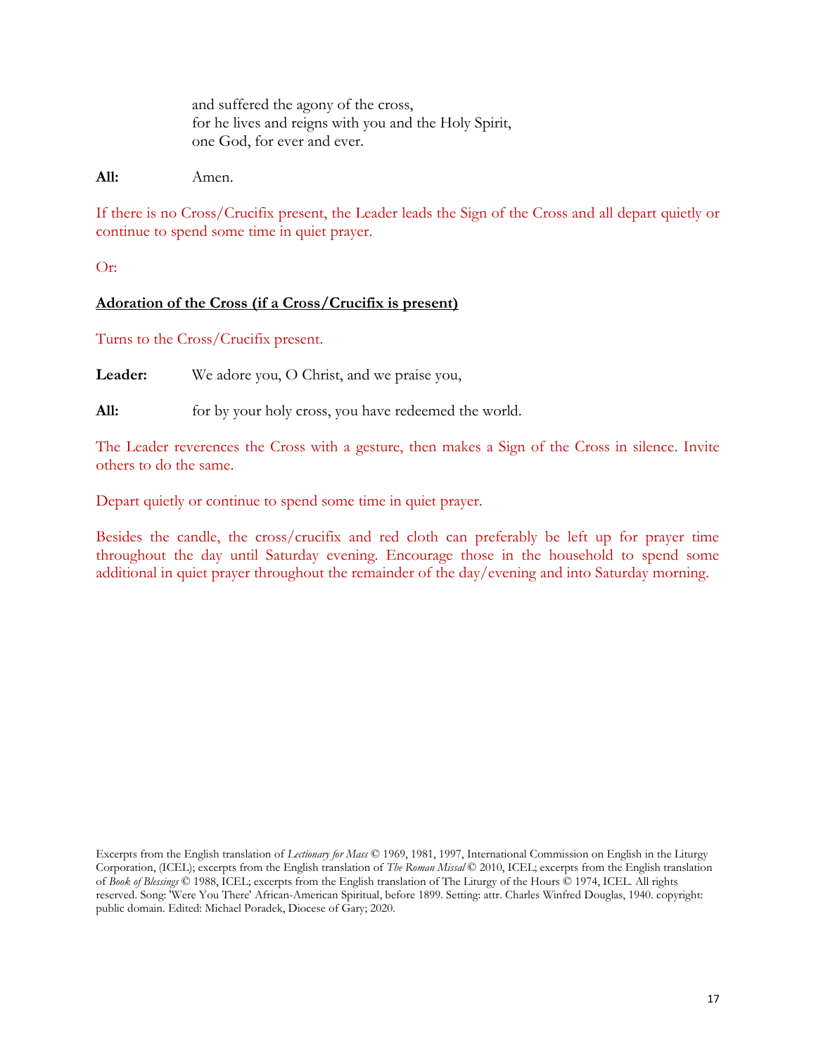and suffered the agony of the cross,
for he lives and reigns with you and the Holy Spirit,
one God, for ever and ever.

**All:** Amen.

If there is no Cross/Crucifix present, the Leader leads the Sign of the Cross and all depart quietly or continue to spend some time in quiet prayer.

Or:

**Adoration of the Cross (if a Cross/Crucifix is present)**

Turns to the Cross/Crucifix present.

**Leader:** We adore you, O Christ, and we praise you,

**All:** for by your holy cross, you have redeemed the world.

The Leader reverences the Cross with a gesture, then makes a Sign of the Cross in silence. Invite others to do the same.

Depart quietly or continue to spend some time in quiet prayer.

Besides the candle, the cross/crucifix and red cloth can preferably be left up for prayer time throughout the day until Saturday evening. Encourage those in the household to spend some additional in quiet prayer throughout the remainder of the day/evening and into Saturday morning.

Excerpts from the English translation of *Lectionary for Mass* © 1969, 1981, 1997, International Commission on English in the Liturgy Corporation, (ICEL); excerpts from the English translation of *The Roman Missal* © 2010, ICEL; excerpts from the English translation of *Book of Blessings* © 1988, ICEL; excerpts from the English translation of The Liturgy of the Hours © 1974, ICEL. All rights reserved. Song: 'Were You There' African-American Spiritual, before 1899. Setting: attr. Charles Winfred Douglas, 1940. copyright: public domain. Edited: Michael Poradek, Diocese of Gary; 2020.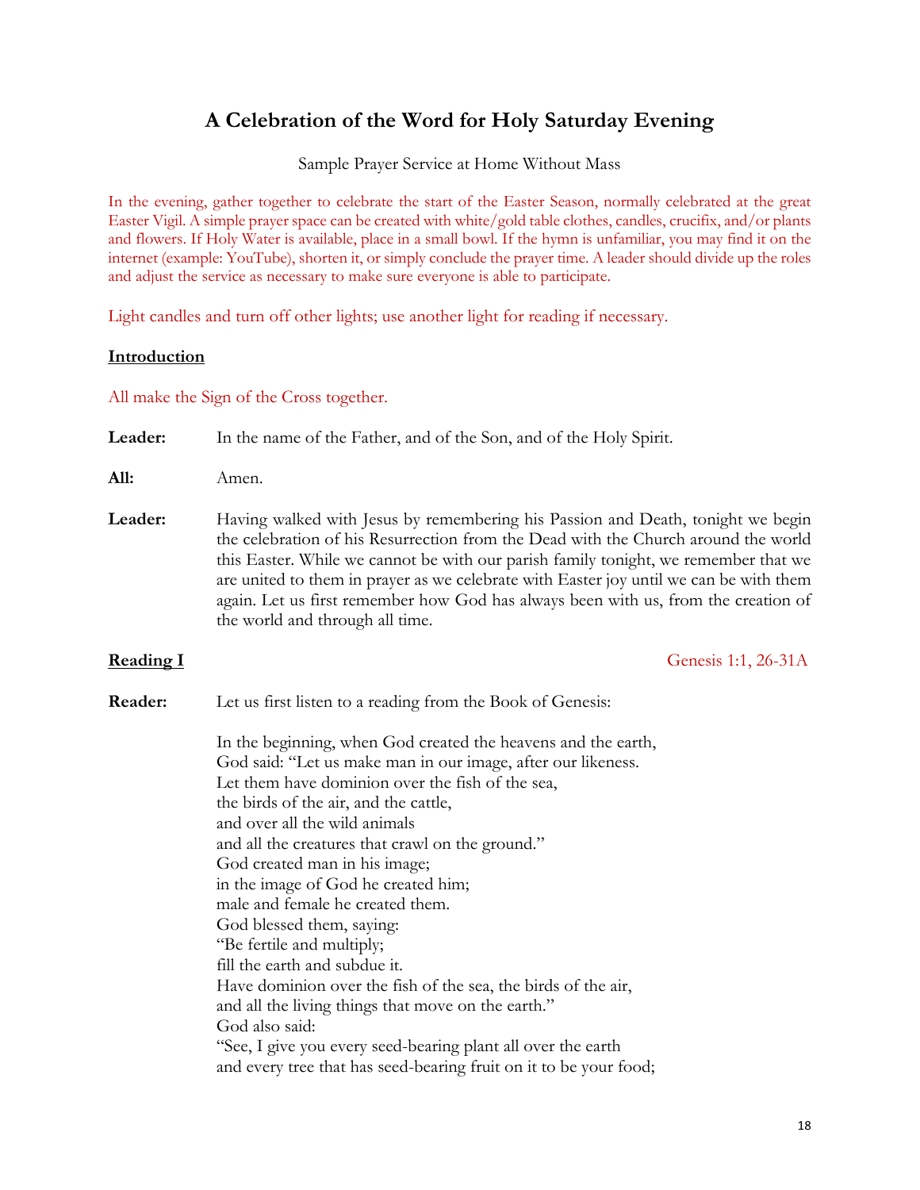# A Celebration of the Word for Holy Saturday Evening

Sample Prayer Service at Home Without Mass

In the evening, gather together to celebrate the start of the Easter Season, normally celebrated at the great Easter Vigil. A simple prayer space can be created with white/gold table clothes, candles, crucifix, and/or plants and flowers. If Holy Water is available, place in a small bowl. If the hymn is unfamiliar, you may find it on the internet (example: YouTube), shorten it, or simply conclude the prayer time. A leader should divide up the roles and adjust the service as necessary to make sure everyone is able to participate.

Light candles and turn off other lights; use another light for reading if necessary.

**Introduction**

All make the Sign of the Cross together.

**Leader:** In the name of the Father, and of the Son, and of the Holy Spirit.

**All:** Amen.

**Leader:** Having walked with Jesus by remembering his Passion and Death, tonight we begin the celebration of his Resurrection from the Dead with the Church around the world this Easter. While we cannot be with our parish family tonight, we remember that we are united to them in prayer as we celebrate with Easter joy until we can be with them again. Let us first remember how God has always been with us, from the creation of the world and through all time.

**Reading I** — Genesis 1:1, 26-31A

**Reader:** Let us first listen to a reading from the Book of Genesis:

In the beginning, when God created the heavens and the earth,
God said: "Let us make man in our image, after our likeness.
Let them have dominion over the fish of the sea,
the birds of the air, and the cattle,
and over all the wild animals
and all the creatures that crawl on the ground."
God created man in his image;
in the image of God he created him;
male and female he created them.
God blessed them, saying:
"Be fertile and multiply;
fill the earth and subdue it.
Have dominion over the fish of the sea, the birds of the air,
and all the living things that move on the earth."
God also said:
"See, I give you every seed-bearing plant all over the earth
and every tree that has seed-bearing fruit on it to be your food;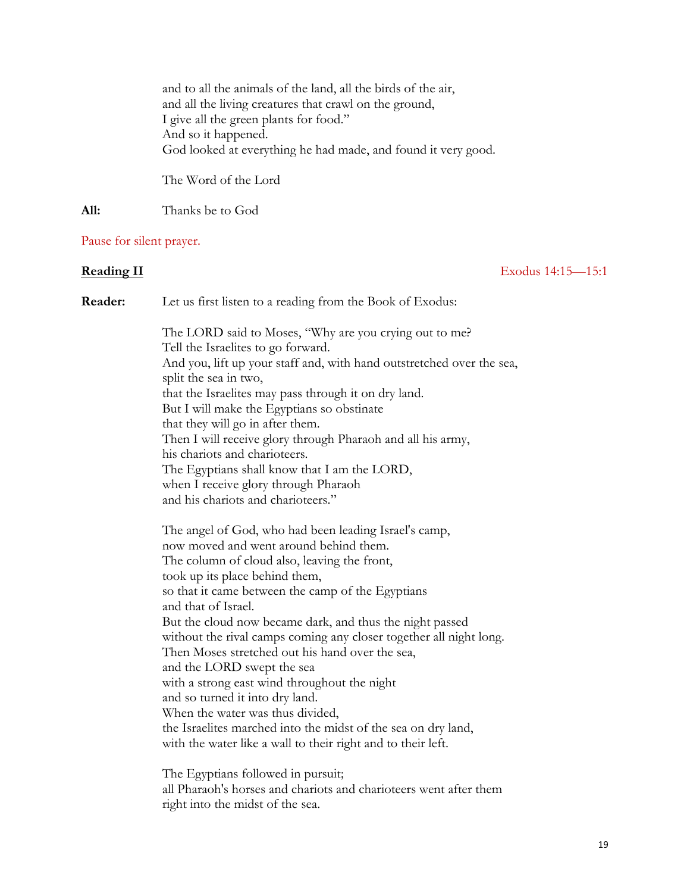and to all the animals of the land, all the birds of the air,
and all the living creatures that crawl on the ground,
I give all the green plants for food."
And so it happened.
God looked at everything he had made, and found it very good.

The Word of the Lord

**All:** Thanks be to God

Pause for silent prayer.

**Reading II** Exodus 14:15—15:1

**Reader:** Let us first listen to a reading from the Book of Exodus:

The LORD said to Moses, "Why are you crying out to me?
Tell the Israelites to go forward.
And you, lift up your staff and, with hand outstretched over the sea,
split the sea in two,
that the Israelites may pass through it on dry land.
But I will make the Egyptians so obstinate
that they will go in after them.
Then I will receive glory through Pharaoh and all his army,
his chariots and charioteers.
The Egyptians shall know that I am the LORD,
when I receive glory through Pharaoh
and his chariots and charioteers."

The angel of God, who had been leading Israel's camp,
now moved and went around behind them.
The column of cloud also, leaving the front,
took up its place behind them,
so that it came between the camp of the Egyptians
and that of Israel.
But the cloud now became dark, and thus the night passed
without the rival camps coming any closer together all night long.
Then Moses stretched out his hand over the sea,
and the LORD swept the sea
with a strong east wind throughout the night
and so turned it into dry land.
When the water was thus divided,
the Israelites marched into the midst of the sea on dry land,
with the water like a wall to their right and to their left.

The Egyptians followed in pursuit;
all Pharaoh's horses and chariots and charioteers went after them
right into the midst of the sea.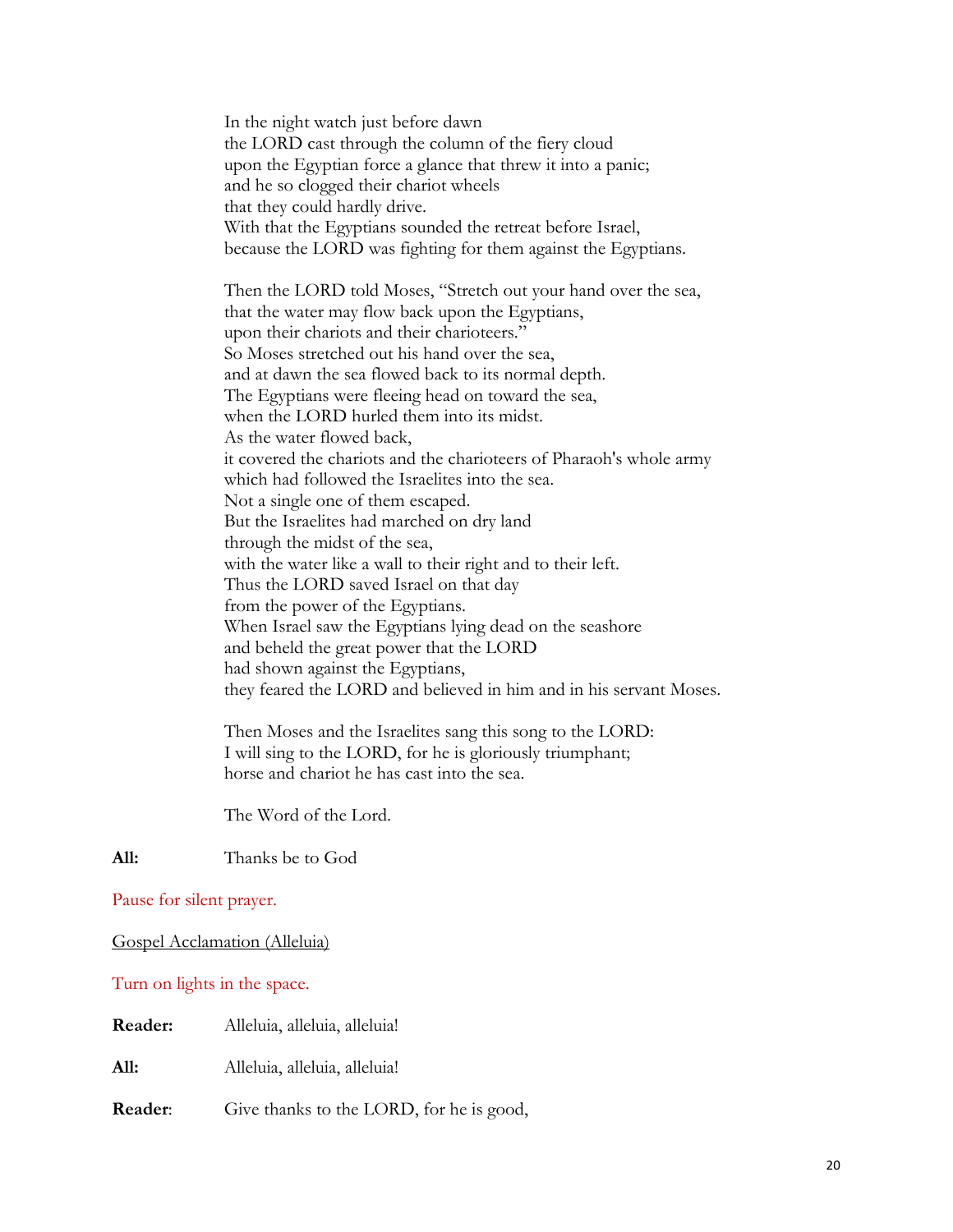In the night watch just before dawn
the LORD cast through the column of the fiery cloud
upon the Egyptian force a glance that threw it into a panic;
and he so clogged their chariot wheels
that they could hardly drive.
With that the Egyptians sounded the retreat before Israel,
because the LORD was fighting for them against the Egyptians.

Then the LORD told Moses, "Stretch out your hand over the sea,
that the water may flow back upon the Egyptians,
upon their chariots and their charioteers."
So Moses stretched out his hand over the sea,
and at dawn the sea flowed back to its normal depth.
The Egyptians were fleeing head on toward the sea,
when the LORD hurled them into its midst.
As the water flowed back,
it covered the chariots and the charioteers of Pharaoh's whole army
which had followed the Israelites into the sea.
Not a single one of them escaped.
But the Israelites had marched on dry land
through the midst of the sea,
with the water like a wall to their right and to their left.
Thus the LORD saved Israel on that day
from the power of the Egyptians.
When Israel saw the Egyptians lying dead on the seashore
and beheld the great power that the LORD
had shown against the Egyptians,
they feared the LORD and believed in him and in his servant Moses.

Then Moses and the Israelites sang this song to the LORD:
I will sing to the LORD, for he is gloriously triumphant;
horse and chariot he has cast into the sea.

The Word of the Lord.

**All:** Thanks be to God

Pause for silent prayer.

Gospel Acclamation (Alleluia)

Turn on lights in the space.

**Reader:** Alleluia, alleluia, alleluia!

**All:** Alleluia, alleluia, alleluia!

**Reader**: Give thanks to the LORD, for he is good,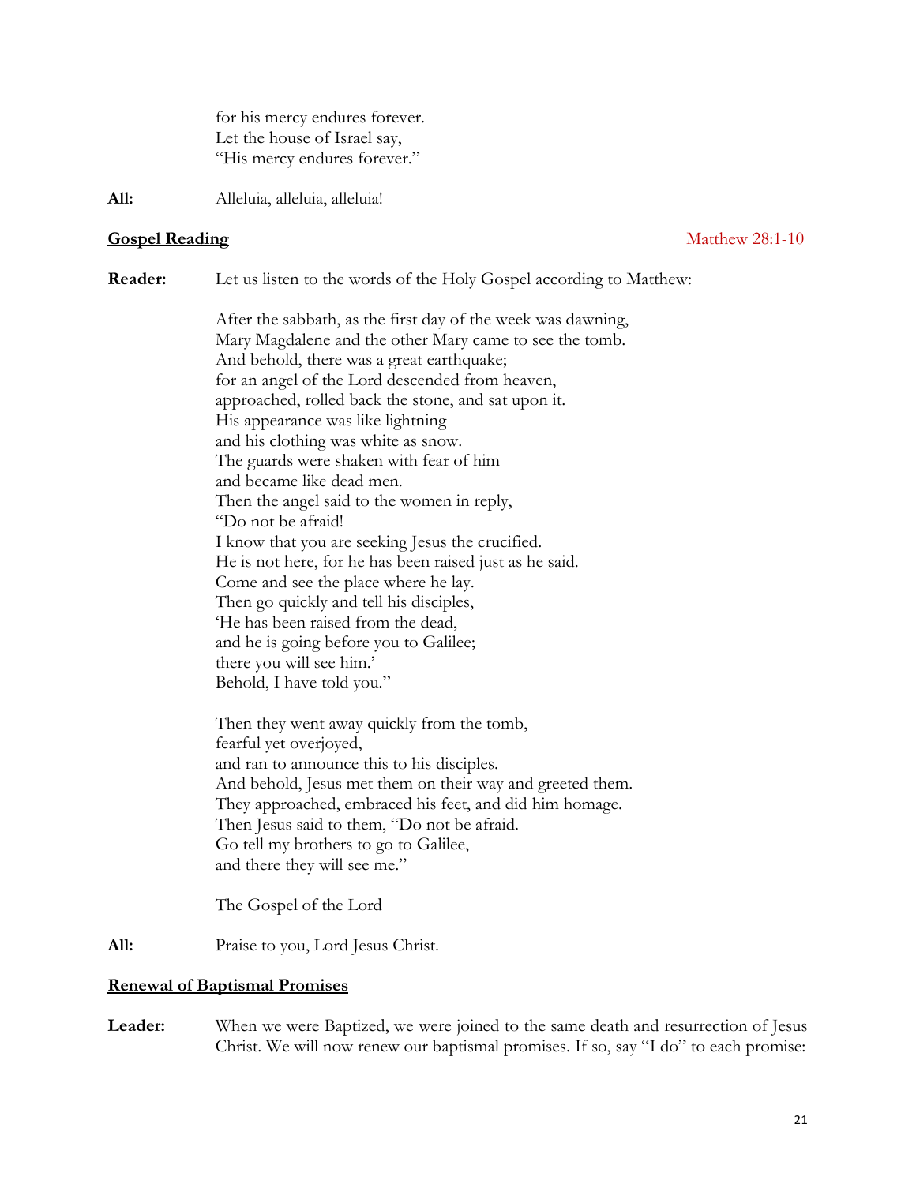for his mercy endures forever.  
Let the house of Israel say,  
"His mercy endures forever."

**All:** Alleluia, alleluia, alleluia!

**<u>Gospel Reading</u>** Matthew 28:1-10

**Reader:** Let us listen to the words of the Holy Gospel according to Matthew:

After the sabbath, as the first day of the week was dawning,  
Mary Magdalene and the other Mary came to see the tomb.  
And behold, there was a great earthquake;  
for an angel of the Lord descended from heaven,  
approached, rolled back the stone, and sat upon it.  
His appearance was like lightning  
and his clothing was white as snow.  
The guards were shaken with fear of him  
and became like dead men.  
Then the angel said to the women in reply,  
"Do not be afraid!  
I know that you are seeking Jesus the crucified.  
He is not here, for he has been raised just as he said.  
Come and see the place where he lay.  
Then go quickly and tell his disciples,  
'He has been raised from the dead,  
and he is going before you to Galilee;  
there you will see him.'  
Behold, I have told you."

Then they went away quickly from the tomb,  
fearful yet overjoyed,  
and ran to announce this to his disciples.  
And behold, Jesus met them on their way and greeted them.  
They approached, embraced his feet, and did him homage.  
Then Jesus said to them, "Do not be afraid.  
Go tell my brothers to go to Galilee,  
and there they will see me."

The Gospel of the Lord

**All:** Praise to you, Lord Jesus Christ.

**<u>Renewal of Baptismal Promises</u>**

**Leader:** When we were Baptized, we were joined to the same death and resurrection of Jesus Christ. We will now renew our baptismal promises. If so, say "I do" to each promise: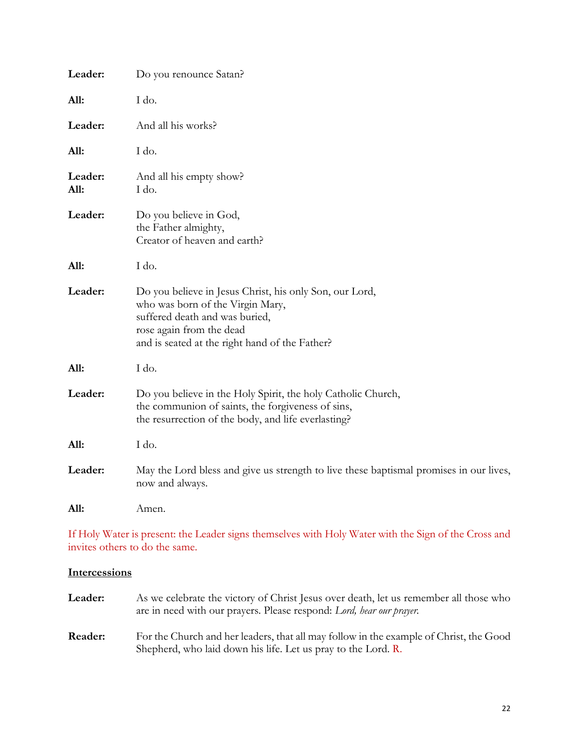**Leader:** Do you renounce Satan?

**All:** I do.

**Leader:** And all his works?

**All:** I do.

**Leader:** And all his empty show?
**All:** I do.

**Leader:** Do you believe in God,
the Father almighty,
Creator of heaven and earth?

**All:** I do.

**Leader:** Do you believe in Jesus Christ, his only Son, our Lord,
who was born of the Virgin Mary,
suffered death and was buried,
rose again from the dead
and is seated at the right hand of the Father?

**All:** I do.

**Leader:** Do you believe in the Holy Spirit, the holy Catholic Church,
the communion of saints, the forgiveness of sins,
the resurrection of the body, and life everlasting?

**All:** I do.

**Leader:** May the Lord bless and give us strength to live these baptismal promises in our lives, now and always.

**All:** Amen.

If Holy Water is present: the Leader signs themselves with Holy Water with the Sign of the Cross and invites others to do the same.

__Intercessions__

**Leader:** As we celebrate the victory of Christ Jesus over death, let us remember all those who are in need with our prayers. Please respond: *Lord, hear our prayer.*

**Reader:** For the Church and her leaders, that all may follow in the example of Christ, the Good Shepherd, who laid down his life. Let us pray to the Lord. R.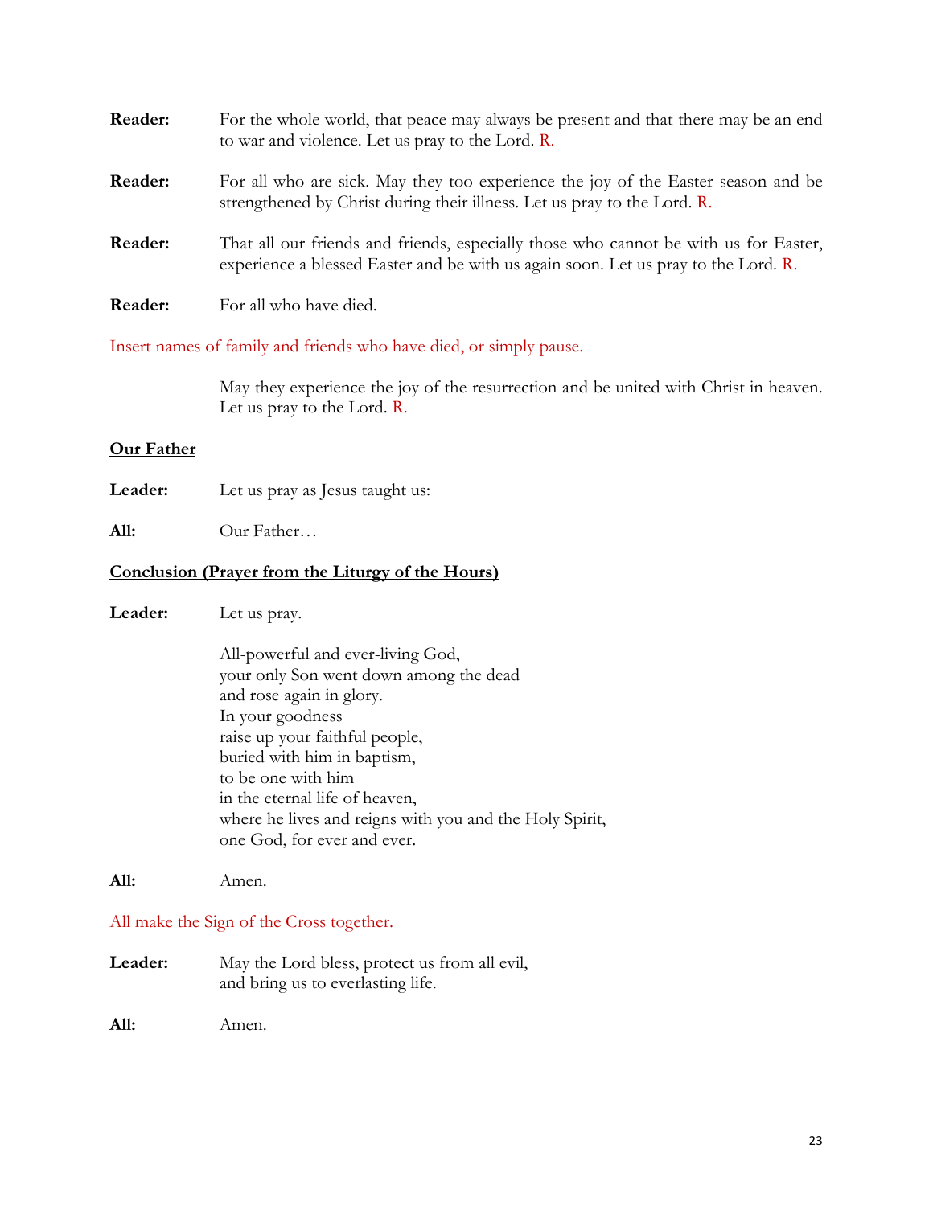**Reader:** For the whole world, that peace may always be present and that there may be an end to war and violence. Let us pray to the Lord. R.

**Reader:** For all who are sick. May they too experience the joy of the Easter season and be strengthened by Christ during their illness. Let us pray to the Lord. R.

**Reader:** That all our friends and friends, especially those who cannot be with us for Easter, experience a blessed Easter and be with us again soon. Let us pray to the Lord. R.

**Reader:** For all who have died.

Insert names of family and friends who have died, or simply pause.

May they experience the joy of the resurrection and be united with Christ in heaven. Let us pray to the Lord. R.

**Our Father**

**Leader:** Let us pray as Jesus taught us:

**All:** Our Father…

**Conclusion (Prayer from the Liturgy of the Hours)**

**Leader:** Let us pray.

All-powerful and ever-living God,
your only Son went down among the dead
and rose again in glory.
In your goodness
raise up your faithful people,
buried with him in baptism,
to be one with him
in the eternal life of heaven,
where he lives and reigns with you and the Holy Spirit,
one God, for ever and ever.

**All:** Amen.

All make the Sign of the Cross together.

**Leader:** May the Lord bless, protect us from all evil,
and bring us to everlasting life.

**All:** Amen.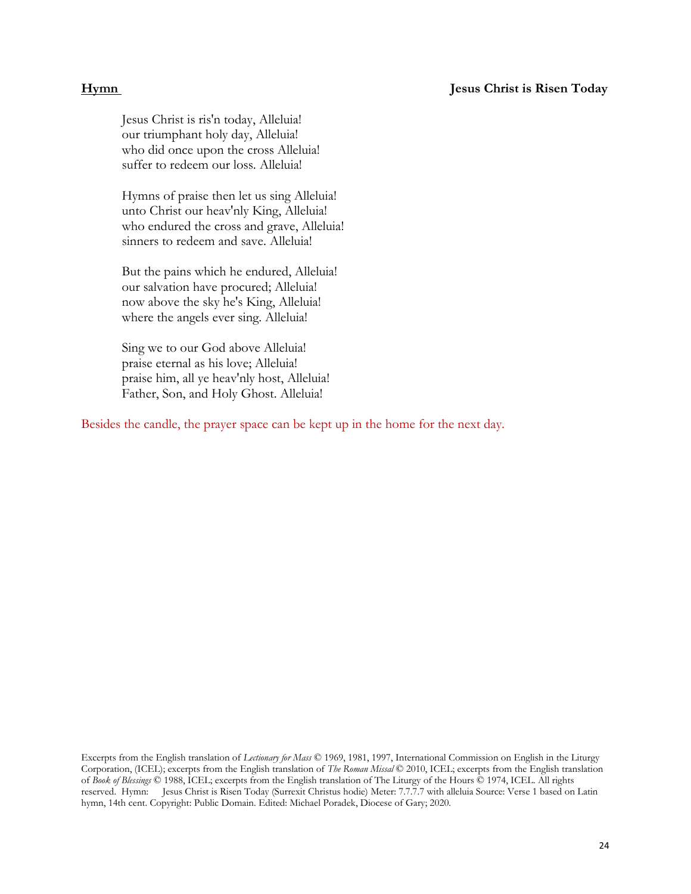**Hymn** **Jesus Christ is Risen Today**

Jesus Christ is ris'n today, Alleluia!
our triumphant holy day, Alleluia!
who did once upon the cross Alleluia!
suffer to redeem our loss. Alleluia!

Hymns of praise then let us sing Alleluia!
unto Christ our heav'nly King, Alleluia!
who endured the cross and grave, Alleluia!
sinners to redeem and save. Alleluia!

But the pains which he endured, Alleluia!
our salvation have procured; Alleluia!
now above the sky he's King, Alleluia!
where the angels ever sing. Alleluia!

Sing we to our God above Alleluia!
praise eternal as his love; Alleluia!
praise him, all ye heav'nly host, Alleluia!
Father, Son, and Holy Ghost. Alleluia!

Besides the candle, the prayer space can be kept up in the home for the next day.

Excerpts from the English translation of *Lectionary for Mass* © 1969, 1981, 1997, International Commission on English in the Liturgy Corporation, (ICEL); excerpts from the English translation of *The Roman Missal* © 2010, ICEL; excerpts from the English translation of *Book of Blessings* © 1988, ICEL; excerpts from the English translation of The Liturgy of the Hours © 1974, ICEL. All rights reserved. Hymn: Jesus Christ is Risen Today (Surrexit Christus hodie) Meter: 7.7.7.7 with alleluia Source: Verse 1 based on Latin hymn, 14th cent. Copyright: Public Domain. Edited: Michael Poradek, Diocese of Gary; 2020.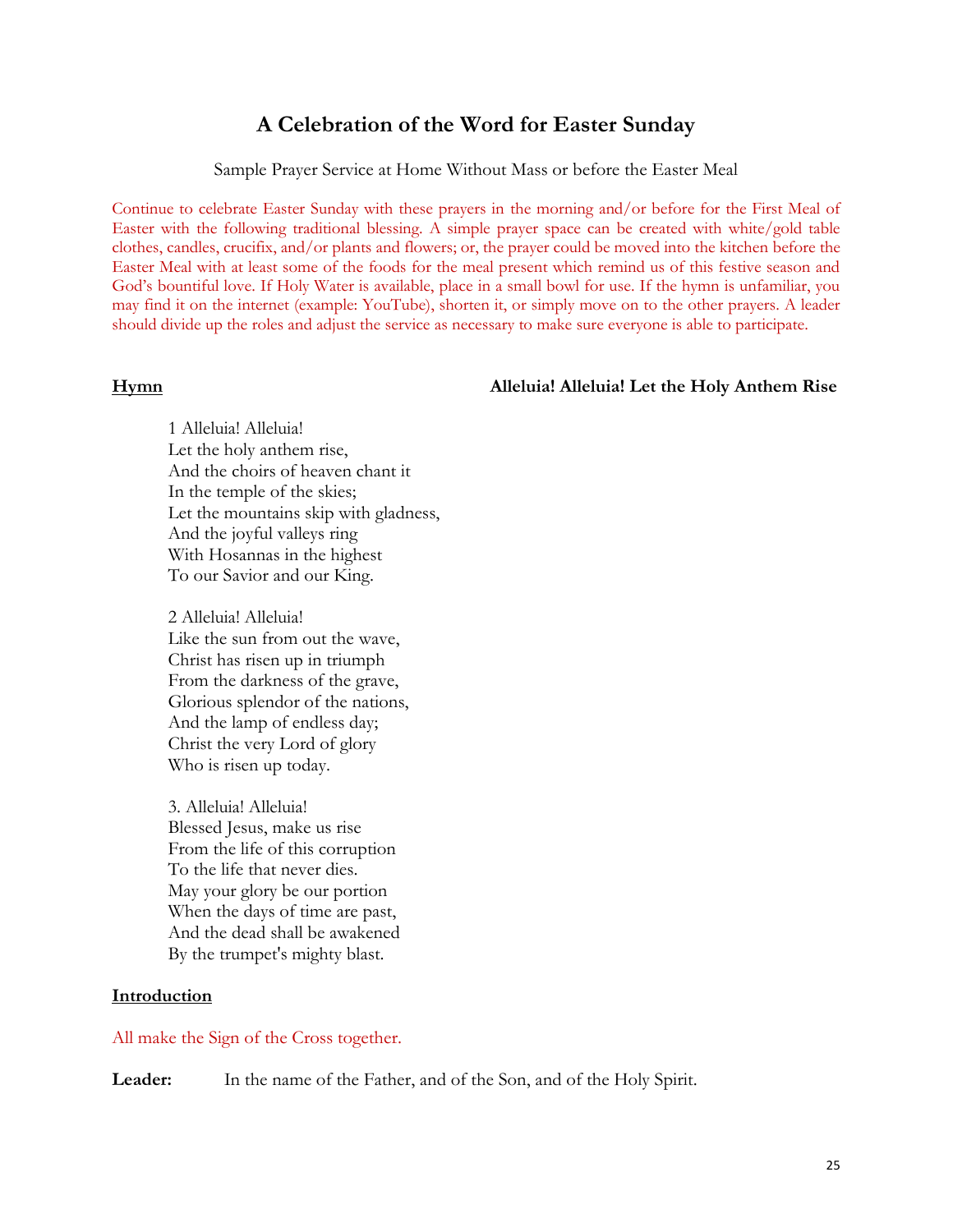# A Celebration of the Word for Easter Sunday

Sample Prayer Service at Home Without Mass or before the Easter Meal

Continue to celebrate Easter Sunday with these prayers in the morning and/or before for the First Meal of Easter with the following traditional blessing. A simple prayer space can be created with white/gold table clothes, candles, crucifix, and/or plants and flowers; or, the prayer could be moved into the kitchen before the Easter Meal with at least some of the foods for the meal present which remind us of this festive season and God's bountiful love. If Holy Water is available, place in a small bowl for use. If the hymn is unfamiliar, you may find it on the internet (example: YouTube), shorten it, or simply move on to the other prayers. A leader should divide up the roles and adjust the service as necessary to make sure everyone is able to participate.

**Hymn** **Alleluia! Alleluia! Let the Holy Anthem Rise**

1 Alleluia! Alleluia!
Let the holy anthem rise,
And the choirs of heaven chant it
In the temple of the skies;
Let the mountains skip with gladness,
And the joyful valleys ring
With Hosannas in the highest
To our Savior and our King.

2 Alleluia! Alleluia!
Like the sun from out the wave,
Christ has risen up in triumph
From the darkness of the grave,
Glorious splendor of the nations,
And the lamp of endless day;
Christ the very Lord of glory
Who is risen up today.

3. Alleluia! Alleluia!
Blessed Jesus, make us rise
From the life of this corruption
To the life that never dies.
May your glory be our portion
When the days of time are past,
And the dead shall be awakened
By the trumpet's mighty blast.

**Introduction**

All make the Sign of the Cross together.

**Leader:** In the name of the Father, and of the Son, and of the Holy Spirit.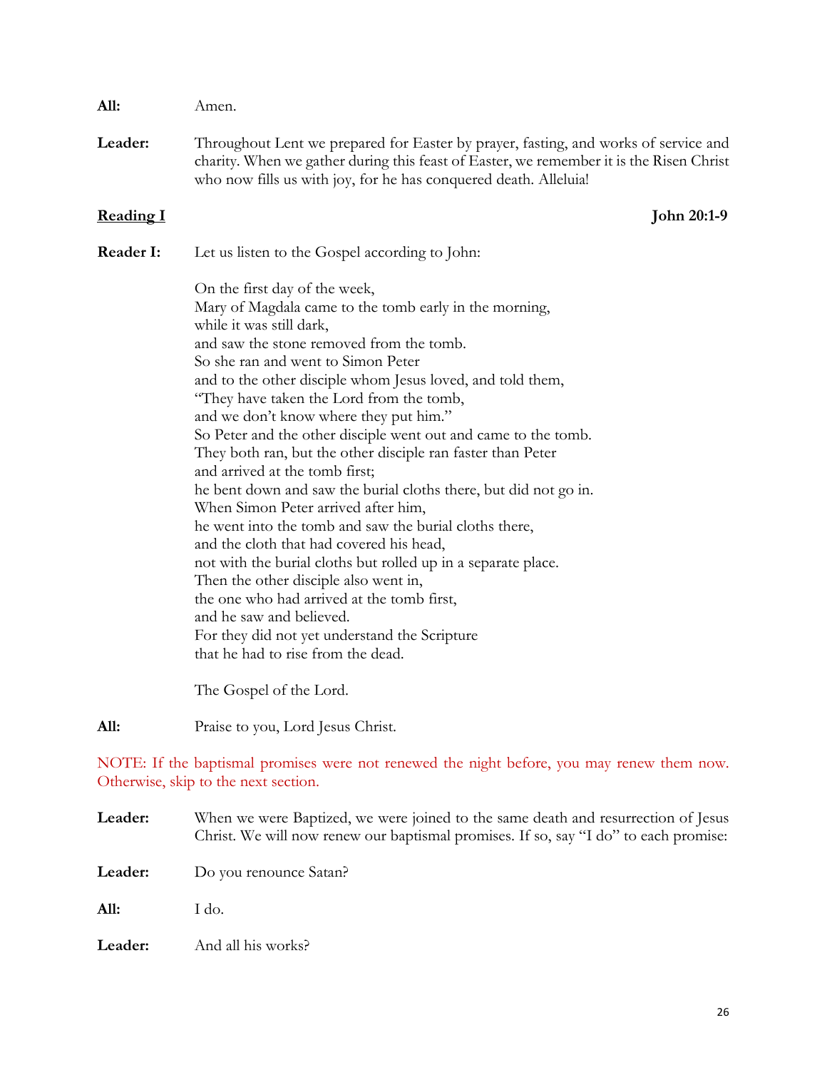**All:** Amen.

**Leader:** Throughout Lent we prepared for Easter by prayer, fasting, and works of service and charity. When we gather during this feast of Easter, we remember it is the Risen Christ who now fills us with joy, for he has conquered death. Alleluia!

**<u>Reading I</u>** **John 20:1-9**

**Reader I:** Let us listen to the Gospel according to John:

On the first day of the week,
Mary of Magdala came to the tomb early in the morning,
while it was still dark,
and saw the stone removed from the tomb.
So she ran and went to Simon Peter
and to the other disciple whom Jesus loved, and told them,
"They have taken the Lord from the tomb,
and we don't know where they put him."
So Peter and the other disciple went out and came to the tomb.
They both ran, but the other disciple ran faster than Peter
and arrived at the tomb first;
he bent down and saw the burial cloths there, but did not go in.
When Simon Peter arrived after him,
he went into the tomb and saw the burial cloths there,
and the cloth that had covered his head,
not with the burial cloths but rolled up in a separate place.
Then the other disciple also went in,
the one who had arrived at the tomb first,
and he saw and believed.
For they did not yet understand the Scripture
that he had to rise from the dead.

The Gospel of the Lord.

**All:** Praise to you, Lord Jesus Christ.

NOTE: If the baptismal promises were not renewed the night before, you may renew them now. Otherwise, skip to the next section.

**Leader:** When we were Baptized, we were joined to the same death and resurrection of Jesus Christ. We will now renew our baptismal promises. If so, say "I do" to each promise:

**Leader:** Do you renounce Satan?

**All:** I do.

**Leader:** And all his works?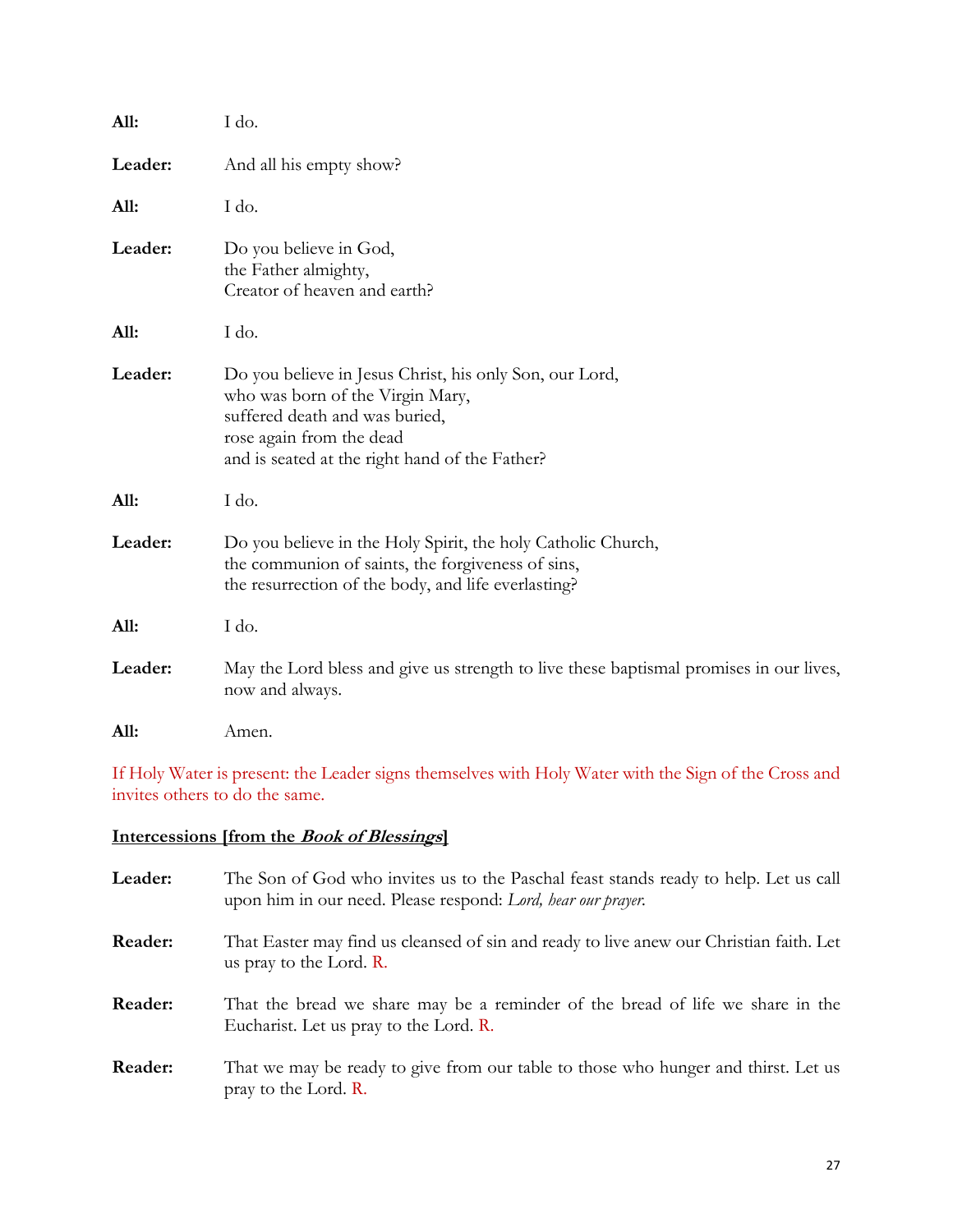**All:** I do.

**Leader:** And all his empty show?

**All:** I do.

**Leader:** Do you believe in God,
the Father almighty,
Creator of heaven and earth?

**All:** I do.

**Leader:** Do you believe in Jesus Christ, his only Son, our Lord,
who was born of the Virgin Mary,
suffered death and was buried,
rose again from the dead
and is seated at the right hand of the Father?

**All:** I do.

**Leader:** Do you believe in the Holy Spirit, the holy Catholic Church,
the communion of saints, the forgiveness of sins,
the resurrection of the body, and life everlasting?

**All:** I do.

**Leader:** May the Lord bless and give us strength to live these baptismal promises in our lives, now and always.

**All:** Amen.

If Holy Water is present: the Leader signs themselves with Holy Water with the Sign of the Cross and invites others to do the same.

**Intercessions [from the *Book of Blessings*]**

**Leader:** The Son of God who invites us to the Paschal feast stands ready to help. Let us call upon him in our need. Please respond: *Lord, hear our prayer.*

**Reader:** That Easter may find us cleansed of sin and ready to live anew our Christian faith. Let us pray to the Lord. R.

**Reader:** That the bread we share may be a reminder of the bread of life we share in the Eucharist. Let us pray to the Lord. R.

**Reader:** That we may be ready to give from our table to those who hunger and thirst. Let us pray to the Lord. R.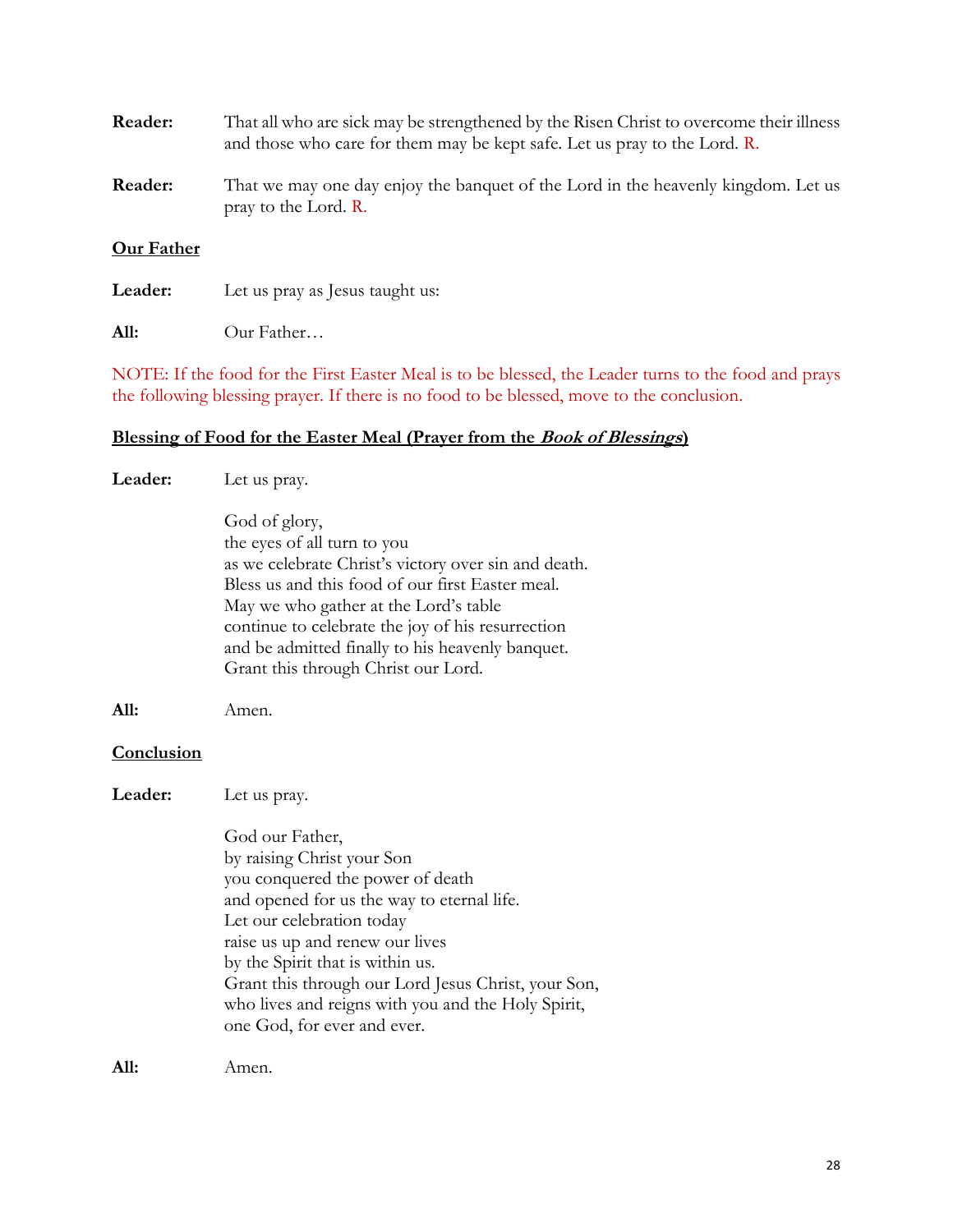**Reader:** That all who are sick may be strengthened by the Risen Christ to overcome their illness and those who care for them may be kept safe. Let us pray to the Lord. R.

**Reader:** That we may one day enjoy the banquet of the Lord in the heavenly kingdom. Let us pray to the Lord. R.

**Our Father**

**Leader:** Let us pray as Jesus taught us:

**All:** Our Father…

NOTE: If the food for the First Easter Meal is to be blessed, the Leader turns to the food and prays the following blessing prayer. If there is no food to be blessed, move to the conclusion.

**Blessing of Food for the Easter Meal (Prayer from the *Book of Blessings*)**

**Leader:** Let us pray.

God of glory,
the eyes of all turn to you
as we celebrate Christ's victory over sin and death.
Bless us and this food of our first Easter meal.
May we who gather at the Lord's table
continue to celebrate the joy of his resurrection
and be admitted finally to his heavenly banquet.
Grant this through Christ our Lord.

**All:** Amen.

**Conclusion**

**Leader:** Let us pray.

God our Father,
by raising Christ your Son
you conquered the power of death
and opened for us the way to eternal life.
Let our celebration today
raise us up and renew our lives
by the Spirit that is within us.
Grant this through our Lord Jesus Christ, your Son,
who lives and reigns with you and the Holy Spirit,
one God, for ever and ever.

**All:** Amen.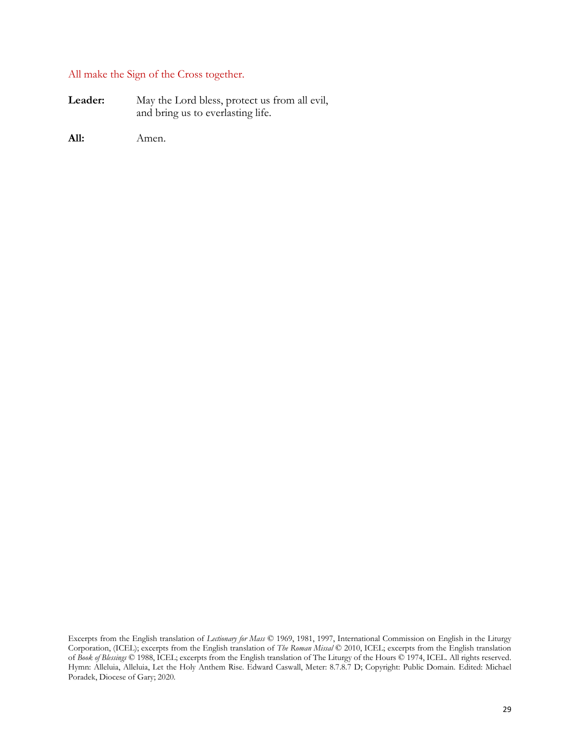All make the Sign of the Cross together.

**Leader:** May the Lord bless, protect us from all evil,
and bring us to everlasting life.

**All:** Amen.

Excerpts from the English translation of *Lectionary for Mass* © 1969, 1981, 1997, International Commission on English in the Liturgy Corporation, (ICEL); excerpts from the English translation of *The Roman Missal* © 2010, ICEL; excerpts from the English translation of *Book of Blessings* © 1988, ICEL; excerpts from the English translation of The Liturgy of the Hours © 1974, ICEL. All rights reserved. Hymn: Alleluia, Alleluia, Let the Holy Anthem Rise. Edward Caswall, Meter: 8.7.8.7 D; Copyright: Public Domain. Edited: Michael Poradek, Diocese of Gary; 2020.